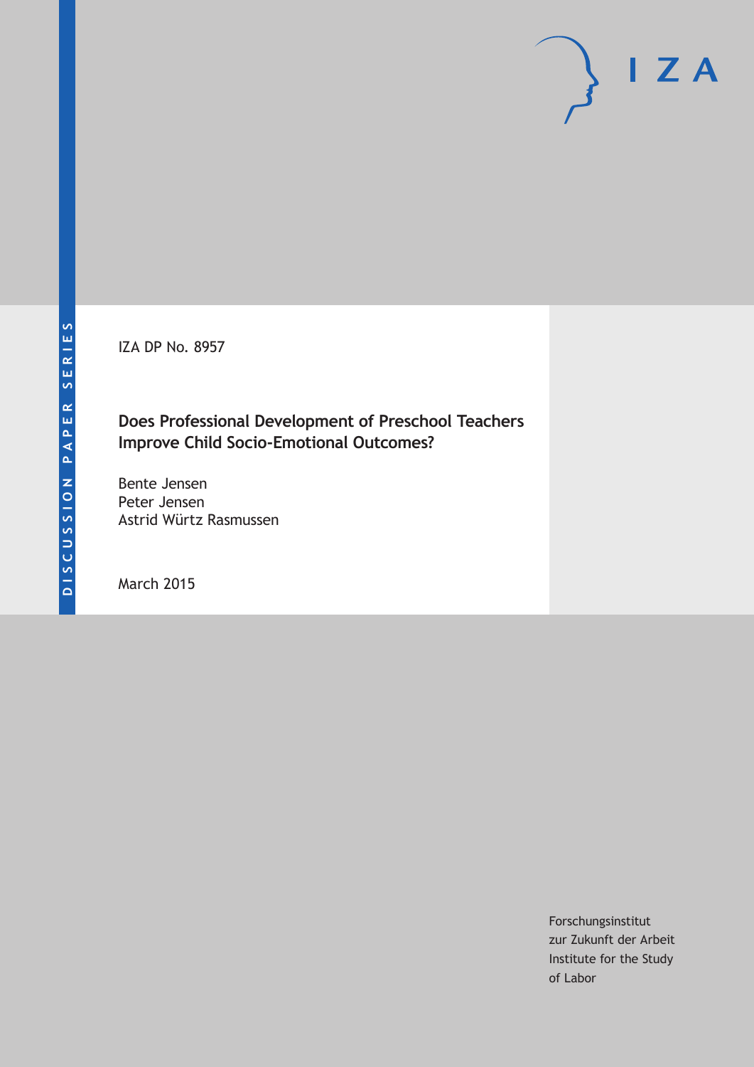IZA DP No. 8957

# Does Professional Development of Preschool Teachers Improve Child Socio-Emotional Outcomes?

Bente Jensen
Peter Jensen
Astrid Würtz Rasmussen

March 2015

Forschungsinstitut
zur Zukunft der Arbeit
Institute for the Study
of Labor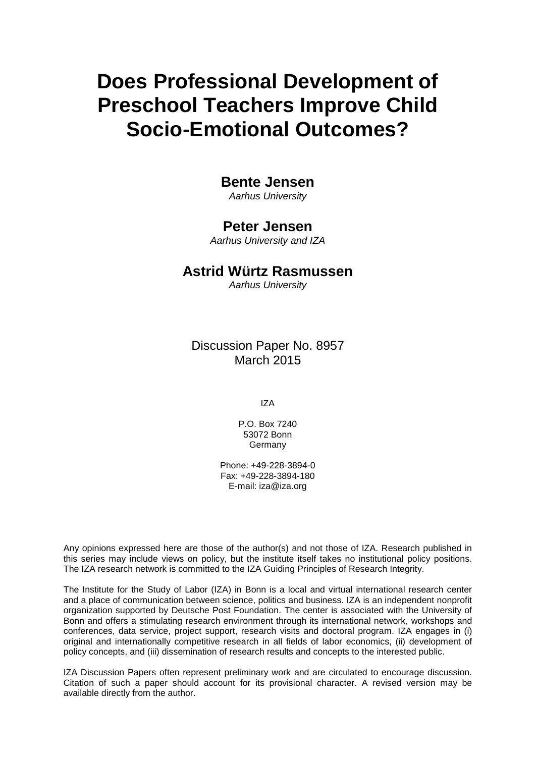# Does Professional Development of Preschool Teachers Improve Child Socio-Emotional Outcomes?

**Bente Jensen**
*Aarhus University*

**Peter Jensen**
*Aarhus University and IZA*

**Astrid Würtz Rasmussen**
*Aarhus University*

Discussion Paper No. 8957
March 2015

IZA

P.O. Box 7240
53072 Bonn
Germany

Phone: +49-228-3894-0
Fax: +49-228-3894-180
E-mail: iza@iza.org

Any opinions expressed here are those of the author(s) and not those of IZA. Research published in this series may include views on policy, but the institute itself takes no institutional policy positions. The IZA research network is committed to the IZA Guiding Principles of Research Integrity.

The Institute for the Study of Labor (IZA) in Bonn is a local and virtual international research center and a place of communication between science, politics and business. IZA is an independent nonprofit organization supported by Deutsche Post Foundation. The center is associated with the University of Bonn and offers a stimulating research environment through its international network, workshops and conferences, data service, project support, research visits and doctoral program. IZA engages in (i) original and internationally competitive research in all fields of labor economics, (ii) development of policy concepts, and (iii) dissemination of research results and concepts to the interested public.

IZA Discussion Papers often represent preliminary work and are circulated to encourage discussion. Citation of such a paper should account for its provisional character. A revised version may be available directly from the author.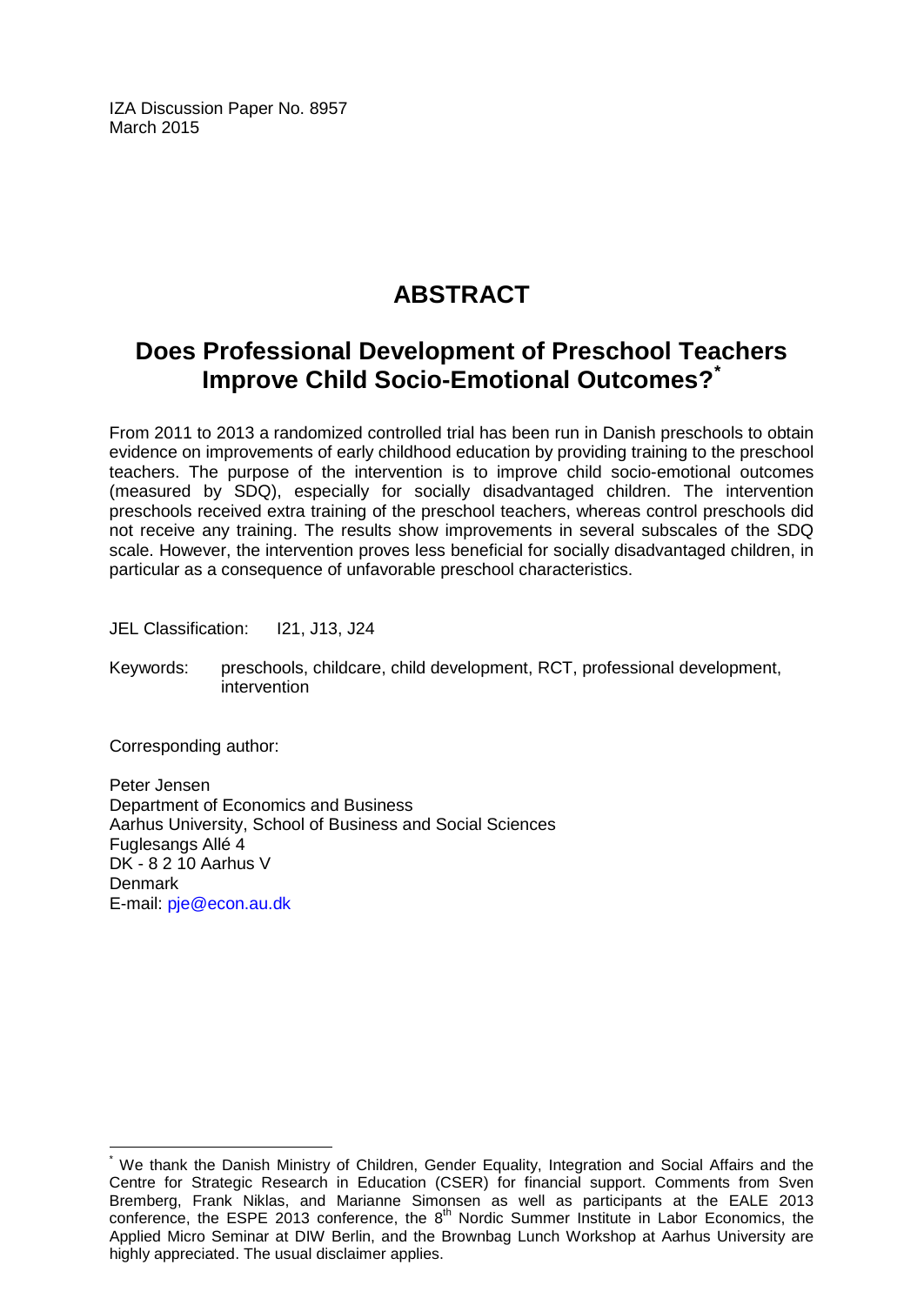IZA Discussion Paper No. 8957
March 2015

# ABSTRACT

## Does Professional Development of Preschool Teachers Improve Child Socio-Emotional Outcomes?*

From 2011 to 2013 a randomized controlled trial has been run in Danish preschools to obtain evidence on improvements of early childhood education by providing training to the preschool teachers. The purpose of the intervention is to improve child socio-emotional outcomes (measured by SDQ), especially for socially disadvantaged children. The intervention preschools received extra training of the preschool teachers, whereas control preschools did not receive any training. The results show improvements in several subscales of the SDQ scale. However, the intervention proves less beneficial for socially disadvantaged children, in particular as a consequence of unfavorable preschool characteristics.

JEL Classification: I21, J13, J24

Keywords: preschools, childcare, child development, RCT, professional development, intervention

Corresponding author:

Peter Jensen
Department of Economics and Business
Aarhus University, School of Business and Social Sciences
Fuglesangs Allé 4
DK - 8 2 10 Aarhus V
Denmark
E-mail: pje@econ.au.dk

---

* We thank the Danish Ministry of Children, Gender Equality, Integration and Social Affairs and the Centre for Strategic Research in Education (CSER) for financial support. Comments from Sven Bremberg, Frank Niklas, and Marianne Simonsen as well as participants at the EALE 2013 conference, the ESPE 2013 conference, the 8th Nordic Summer Institute in Labor Economics, the Applied Micro Seminar at DIW Berlin, and the Brownbag Lunch Workshop at Aarhus University are highly appreciated. The usual disclaimer applies.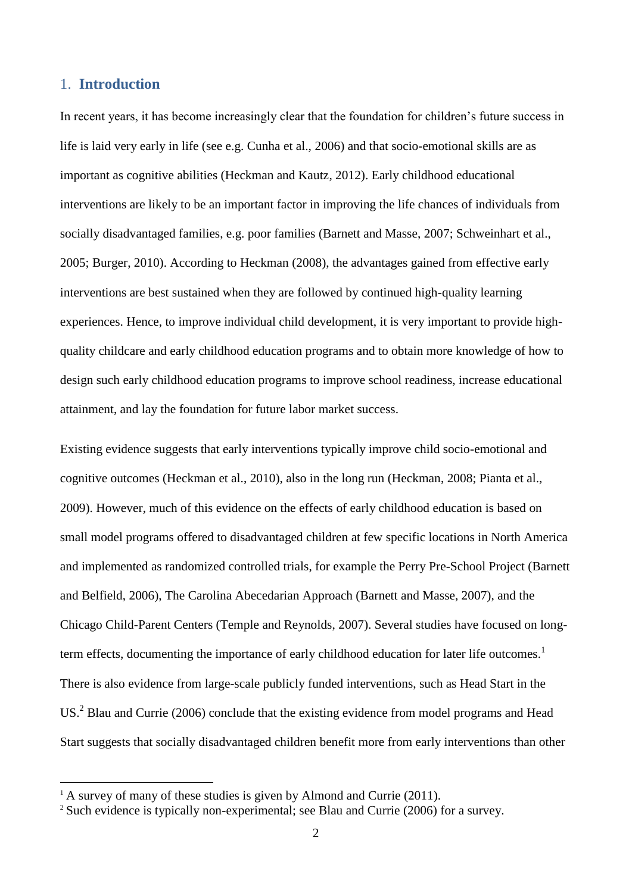## 1. Introduction

In recent years, it has become increasingly clear that the foundation for children's future success in life is laid very early in life (see e.g. Cunha et al., 2006) and that socio-emotional skills are as important as cognitive abilities (Heckman and Kautz, 2012). Early childhood educational interventions are likely to be an important factor in improving the life chances of individuals from socially disadvantaged families, e.g. poor families (Barnett and Masse, 2007; Schweinhart et al., 2005; Burger, 2010). According to Heckman (2008), the advantages gained from effective early interventions are best sustained when they are followed by continued high-quality learning experiences. Hence, to improve individual child development, it is very important to provide high-quality childcare and early childhood education programs and to obtain more knowledge of how to design such early childhood education programs to improve school readiness, increase educational attainment, and lay the foundation for future labor market success.

Existing evidence suggests that early interventions typically improve child socio-emotional and cognitive outcomes (Heckman et al., 2010), also in the long run (Heckman, 2008; Pianta et al., 2009). However, much of this evidence on the effects of early childhood education is based on small model programs offered to disadvantaged children at few specific locations in North America and implemented as randomized controlled trials, for example the Perry Pre-School Project (Barnett and Belfield, 2006), The Carolina Abecedarian Approach (Barnett and Masse, 2007), and the Chicago Child-Parent Centers (Temple and Reynolds, 2007). Several studies have focused on long-term effects, documenting the importance of early childhood education for later life outcomes.[1] There is also evidence from large-scale publicly funded interventions, such as Head Start in the US.[2] Blau and Currie (2006) conclude that the existing evidence from model programs and Head Start suggests that socially disadvantaged children benefit more from early interventions than other

[1] A survey of many of these studies is given by Almond and Currie (2011).

[2] Such evidence is typically non-experimental; see Blau and Currie (2006) for a survey.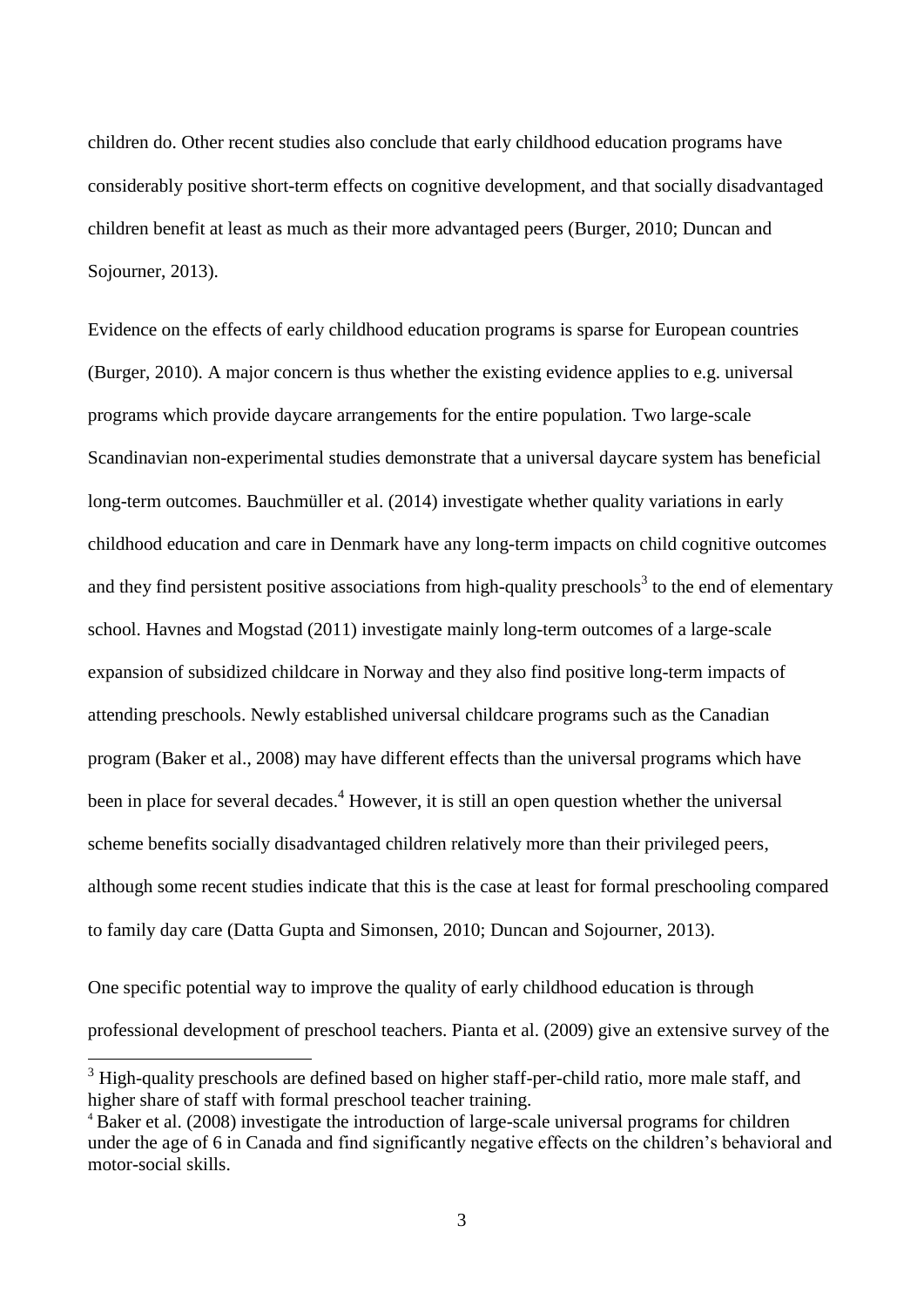children do. Other recent studies also conclude that early childhood education programs have considerably positive short-term effects on cognitive development, and that socially disadvantaged children benefit at least as much as their more advantaged peers (Burger, 2010; Duncan and Sojourner, 2013).

Evidence on the effects of early childhood education programs is sparse for European countries (Burger, 2010). A major concern is thus whether the existing evidence applies to e.g. universal programs which provide daycare arrangements for the entire population. Two large-scale Scandinavian non-experimental studies demonstrate that a universal daycare system has beneficial long-term outcomes. Bauchmüller et al. (2014) investigate whether quality variations in early childhood education and care in Denmark have any long-term impacts on child cognitive outcomes and they find persistent positive associations from high-quality preschools[3] to the end of elementary school. Havnes and Mogstad (2011) investigate mainly long-term outcomes of a large-scale expansion of subsidized childcare in Norway and they also find positive long-term impacts of attending preschools. Newly established universal childcare programs such as the Canadian program (Baker et al., 2008) may have different effects than the universal programs which have been in place for several decades.[4] However, it is still an open question whether the universal scheme benefits socially disadvantaged children relatively more than their privileged peers, although some recent studies indicate that this is the case at least for formal preschooling compared to family day care (Datta Gupta and Simonsen, 2010; Duncan and Sojourner, 2013).

One specific potential way to improve the quality of early childhood education is through professional development of preschool teachers. Pianta et al. (2009) give an extensive survey of the

[3] High-quality preschools are defined based on higher staff-per-child ratio, more male staff, and higher share of staff with formal preschool teacher training.

[4] Baker et al. (2008) investigate the introduction of large-scale universal programs for children under the age of 6 in Canada and find significantly negative effects on the children's behavioral and motor-social skills.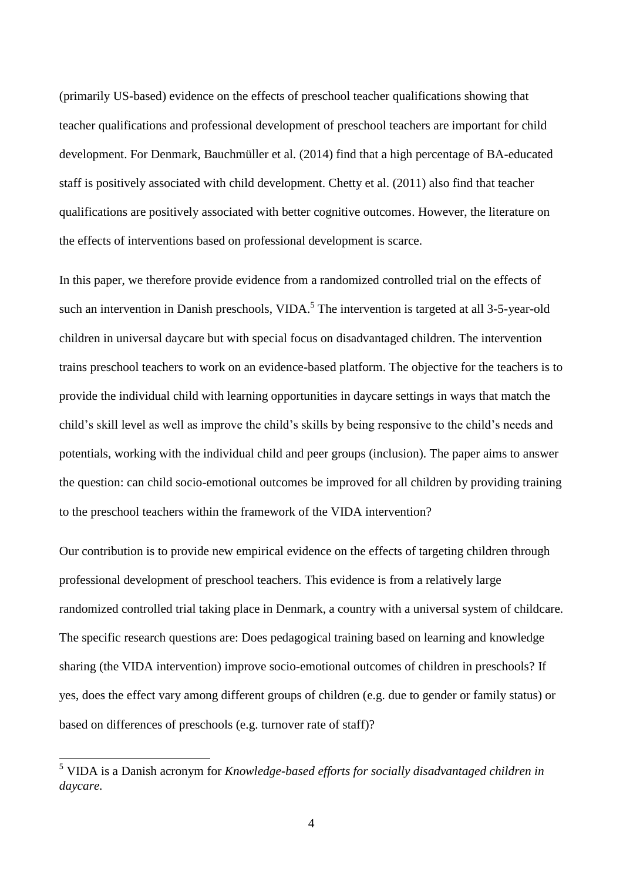(primarily US-based) evidence on the effects of preschool teacher qualifications showing that teacher qualifications and professional development of preschool teachers are important for child development. For Denmark, Bauchmüller et al. (2014) find that a high percentage of BA-educated staff is positively associated with child development. Chetty et al. (2011) also find that teacher qualifications are positively associated with better cognitive outcomes. However, the literature on the effects of interventions based on professional development is scarce.

In this paper, we therefore provide evidence from a randomized controlled trial on the effects of such an intervention in Danish preschools, VIDA.[5] The intervention is targeted at all 3-5-year-old children in universal daycare but with special focus on disadvantaged children. The intervention trains preschool teachers to work on an evidence-based platform. The objective for the teachers is to provide the individual child with learning opportunities in daycare settings in ways that match the child's skill level as well as improve the child's skills by being responsive to the child's needs and potentials, working with the individual child and peer groups (inclusion). The paper aims to answer the question: can child socio-emotional outcomes be improved for all children by providing training to the preschool teachers within the framework of the VIDA intervention?

Our contribution is to provide new empirical evidence on the effects of targeting children through professional development of preschool teachers. This evidence is from a relatively large randomized controlled trial taking place in Denmark, a country with a universal system of childcare. The specific research questions are: Does pedagogical training based on learning and knowledge sharing (the VIDA intervention) improve socio-emotional outcomes of children in preschools? If yes, does the effect vary among different groups of children (e.g. due to gender or family status) or based on differences of preschools (e.g. turnover rate of staff)?

[5] VIDA is a Danish acronym for *Knowledge-based efforts for socially disadvantaged children in daycare.*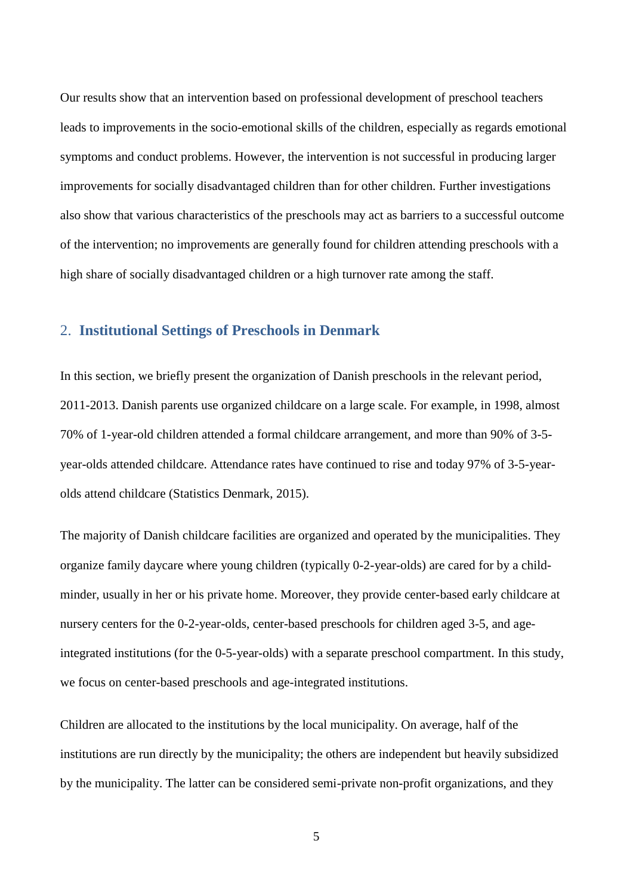Our results show that an intervention based on professional development of preschool teachers leads to improvements in the socio-emotional skills of the children, especially as regards emotional symptoms and conduct problems. However, the intervention is not successful in producing larger improvements for socially disadvantaged children than for other children. Further investigations also show that various characteristics of the preschools may act as barriers to a successful outcome of the intervention; no improvements are generally found for children attending preschools with a high share of socially disadvantaged children or a high turnover rate among the staff.

## 2. Institutional Settings of Preschools in Denmark

In this section, we briefly present the organization of Danish preschools in the relevant period, 2011-2013. Danish parents use organized childcare on a large scale. For example, in 1998, almost 70% of 1-year-old children attended a formal childcare arrangement, and more than 90% of 3-5-year-olds attended childcare. Attendance rates have continued to rise and today 97% of 3-5-year-olds attend childcare (Statistics Denmark, 2015).

The majority of Danish childcare facilities are organized and operated by the municipalities. They organize family daycare where young children (typically 0-2-year-olds) are cared for by a child-minder, usually in her or his private home. Moreover, they provide center-based early childcare at nursery centers for the 0-2-year-olds, center-based preschools for children aged 3-5, and age-integrated institutions (for the 0-5-year-olds) with a separate preschool compartment. In this study, we focus on center-based preschools and age-integrated institutions.

Children are allocated to the institutions by the local municipality. On average, half of the institutions are run directly by the municipality; the others are independent but heavily subsidized by the municipality. The latter can be considered semi-private non-profit organizations, and they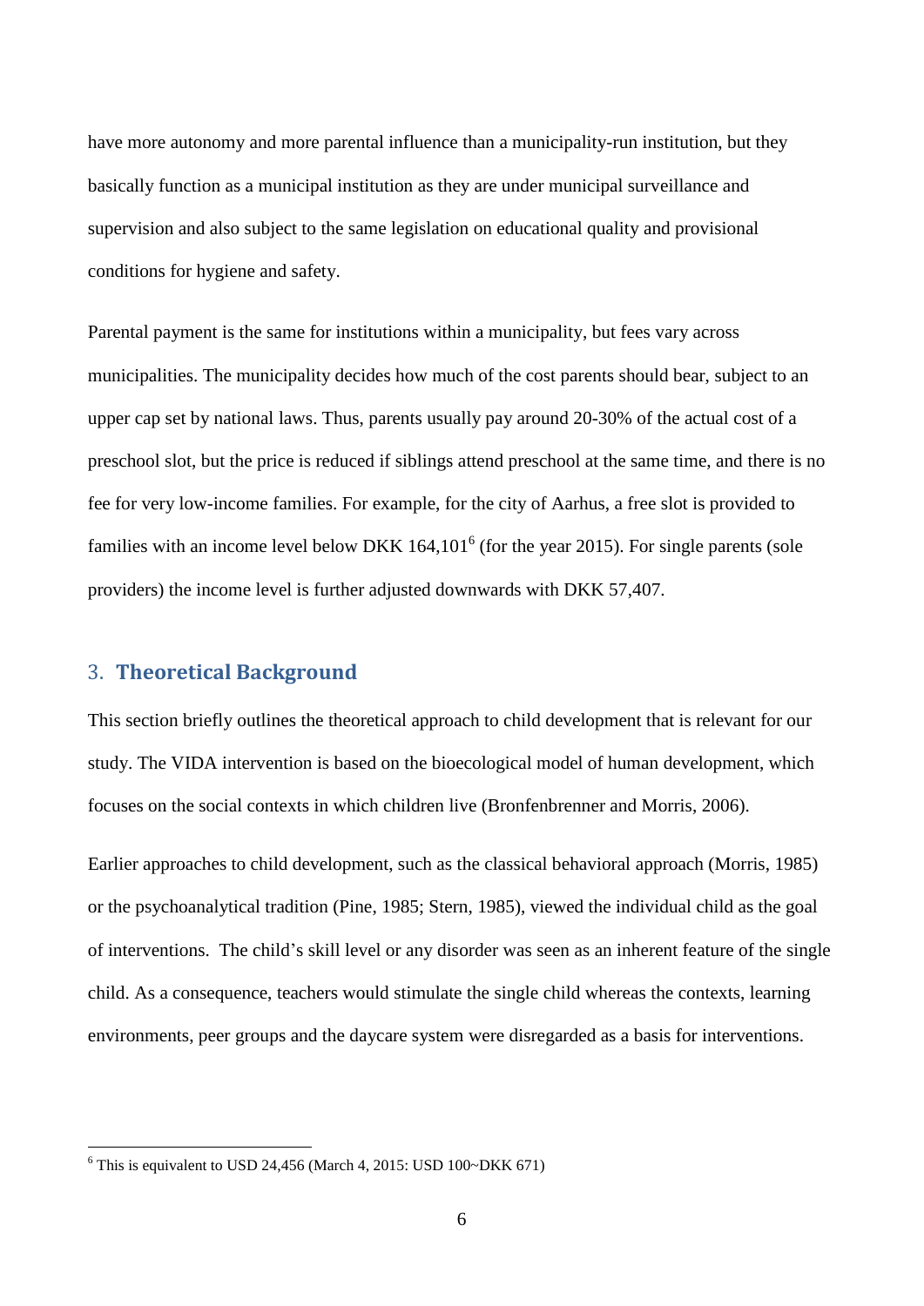have more autonomy and more parental influence than a municipality-run institution, but they basically function as a municipal institution as they are under municipal surveillance and supervision and also subject to the same legislation on educational quality and provisional conditions for hygiene and safety.

Parental payment is the same for institutions within a municipality, but fees vary across municipalities. The municipality decides how much of the cost parents should bear, subject to an upper cap set by national laws. Thus, parents usually pay around 20-30% of the actual cost of a preschool slot, but the price is reduced if siblings attend preschool at the same time, and there is no fee for very low-income families. For example, for the city of Aarhus, a free slot is provided to families with an income level below DKK 164,101[6] (for the year 2015). For single parents (sole providers) the income level is further adjusted downwards with DKK 57,407.

## 3. Theoretical Background

This section briefly outlines the theoretical approach to child development that is relevant for our study. The VIDA intervention is based on the bioecological model of human development, which focuses on the social contexts in which children live (Bronfenbrenner and Morris, 2006).

Earlier approaches to child development, such as the classical behavioral approach (Morris, 1985) or the psychoanalytical tradition (Pine, 1985; Stern, 1985), viewed the individual child as the goal of interventions. The child's skill level or any disorder was seen as an inherent feature of the single child. As a consequence, teachers would stimulate the single child whereas the contexts, learning environments, peer groups and the daycare system were disregarded as a basis for interventions.

[6] This is equivalent to USD 24,456 (March 4, 2015: USD 100~DKK 671)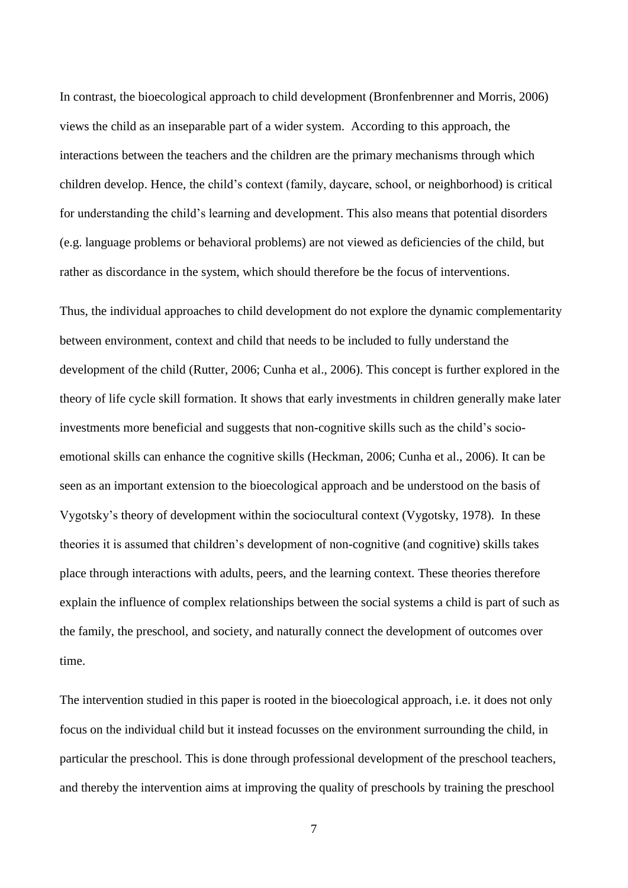In contrast, the bioecological approach to child development (Bronfenbrenner and Morris, 2006) views the child as an inseparable part of a wider system. According to this approach, the interactions between the teachers and the children are the primary mechanisms through which children develop. Hence, the child's context (family, daycare, school, or neighborhood) is critical for understanding the child's learning and development. This also means that potential disorders (e.g. language problems or behavioral problems) are not viewed as deficiencies of the child, but rather as discordance in the system, which should therefore be the focus of interventions.

Thus, the individual approaches to child development do not explore the dynamic complementarity between environment, context and child that needs to be included to fully understand the development of the child (Rutter, 2006; Cunha et al., 2006). This concept is further explored in the theory of life cycle skill formation. It shows that early investments in children generally make later investments more beneficial and suggests that non-cognitive skills such as the child's socio-emotional skills can enhance the cognitive skills (Heckman, 2006; Cunha et al., 2006). It can be seen as an important extension to the bioecological approach and be understood on the basis of Vygotsky's theory of development within the sociocultural context (Vygotsky, 1978). In these theories it is assumed that children's development of non-cognitive (and cognitive) skills takes place through interactions with adults, peers, and the learning context. These theories therefore explain the influence of complex relationships between the social systems a child is part of such as the family, the preschool, and society, and naturally connect the development of outcomes over time.

The intervention studied in this paper is rooted in the bioecological approach, i.e. it does not only focus on the individual child but it instead focusses on the environment surrounding the child, in particular the preschool. This is done through professional development of the preschool teachers, and thereby the intervention aims at improving the quality of preschools by training the preschool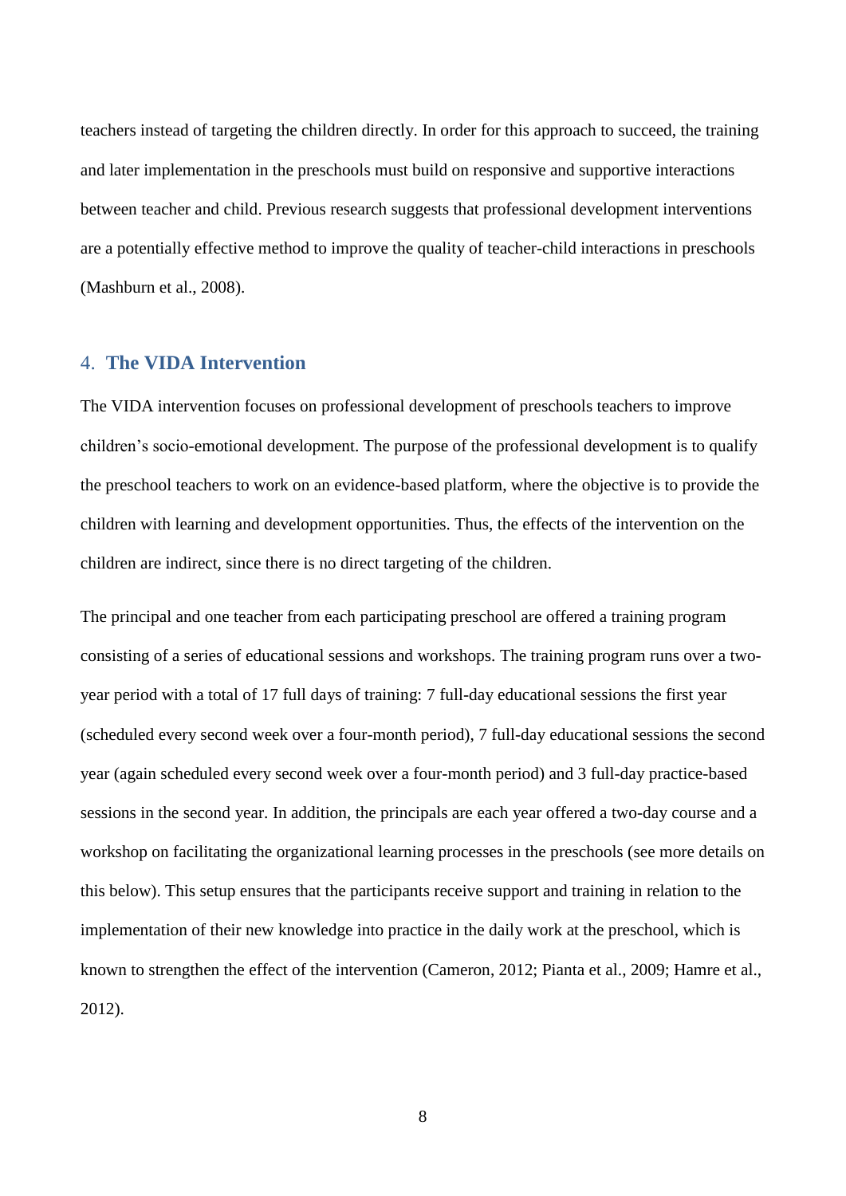teachers instead of targeting the children directly. In order for this approach to succeed, the training and later implementation in the preschools must build on responsive and supportive interactions between teacher and child. Previous research suggests that professional development interventions are a potentially effective method to improve the quality of teacher-child interactions in preschools (Mashburn et al., 2008).

## 4. The VIDA Intervention

The VIDA intervention focuses on professional development of preschools teachers to improve children's socio-emotional development. The purpose of the professional development is to qualify the preschool teachers to work on an evidence-based platform, where the objective is to provide the children with learning and development opportunities. Thus, the effects of the intervention on the children are indirect, since there is no direct targeting of the children.

The principal and one teacher from each participating preschool are offered a training program consisting of a series of educational sessions and workshops. The training program runs over a two-year period with a total of 17 full days of training: 7 full-day educational sessions the first year (scheduled every second week over a four-month period), 7 full-day educational sessions the second year (again scheduled every second week over a four-month period) and 3 full-day practice-based sessions in the second year. In addition, the principals are each year offered a two-day course and a workshop on facilitating the organizational learning processes in the preschools (see more details on this below). This setup ensures that the participants receive support and training in relation to the implementation of their new knowledge into practice in the daily work at the preschool, which is known to strengthen the effect of the intervention (Cameron, 2012; Pianta et al., 2009; Hamre et al., 2012).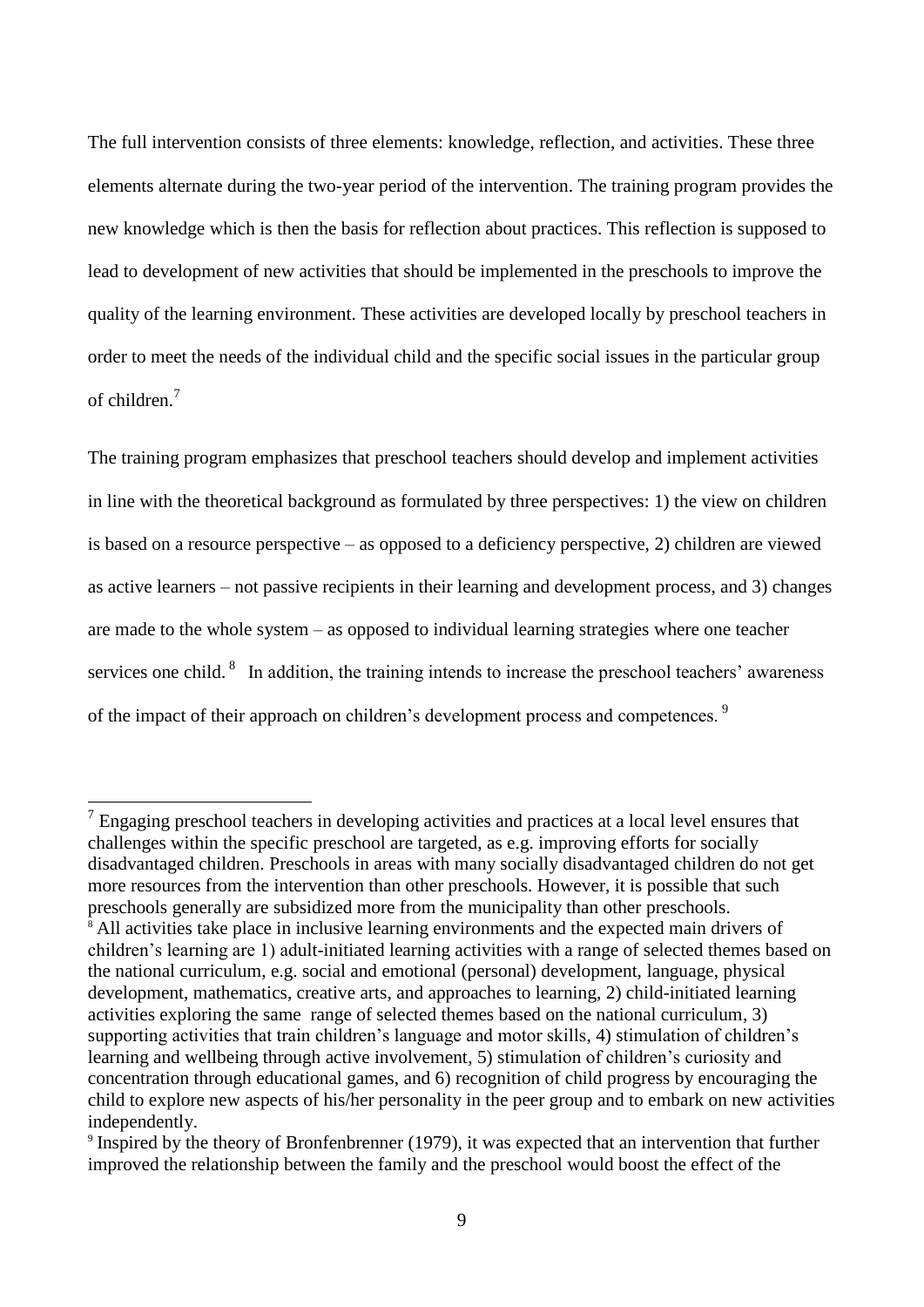The full intervention consists of three elements: knowledge, reflection, and activities. These three elements alternate during the two-year period of the intervention. The training program provides the new knowledge which is then the basis for reflection about practices. This reflection is supposed to lead to development of new activities that should be implemented in the preschools to improve the quality of the learning environment. These activities are developed locally by preschool teachers in order to meet the needs of the individual child and the specific social issues in the particular group of children.[7]

The training program emphasizes that preschool teachers should develop and implement activities in line with the theoretical background as formulated by three perspectives: 1) the view on children is based on a resource perspective – as opposed to a deficiency perspective, 2) children are viewed as active learners – not passive recipients in their learning and development process, and 3) changes are made to the whole system – as opposed to individual learning strategies where one teacher services one child.[8] In addition, the training intends to increase the preschool teachers' awareness of the impact of their approach on children's development process and competences.[9]

---

[7] Engaging preschool teachers in developing activities and practices at a local level ensures that challenges within the specific preschool are targeted, as e.g. improving efforts for socially disadvantaged children. Preschools in areas with many socially disadvantaged children do not get more resources from the intervention than other preschools. However, it is possible that such preschools generally are subsidized more from the municipality than other preschools.

[8] All activities take place in inclusive learning environments and the expected main drivers of children's learning are 1) adult-initiated learning activities with a range of selected themes based on the national curriculum, e.g. social and emotional (personal) development, language, physical development, mathematics, creative arts, and approaches to learning, 2) child-initiated learning activities exploring the same range of selected themes based on the national curriculum, 3) supporting activities that train children's language and motor skills, 4) stimulation of children's learning and wellbeing through active involvement, 5) stimulation of children's curiosity and concentration through educational games, and 6) recognition of child progress by encouraging the child to explore new aspects of his/her personality in the peer group and to embark on new activities independently.

[9] Inspired by the theory of Bronfenbrenner (1979), it was expected that an intervention that further improved the relationship between the family and the preschool would boost the effect of the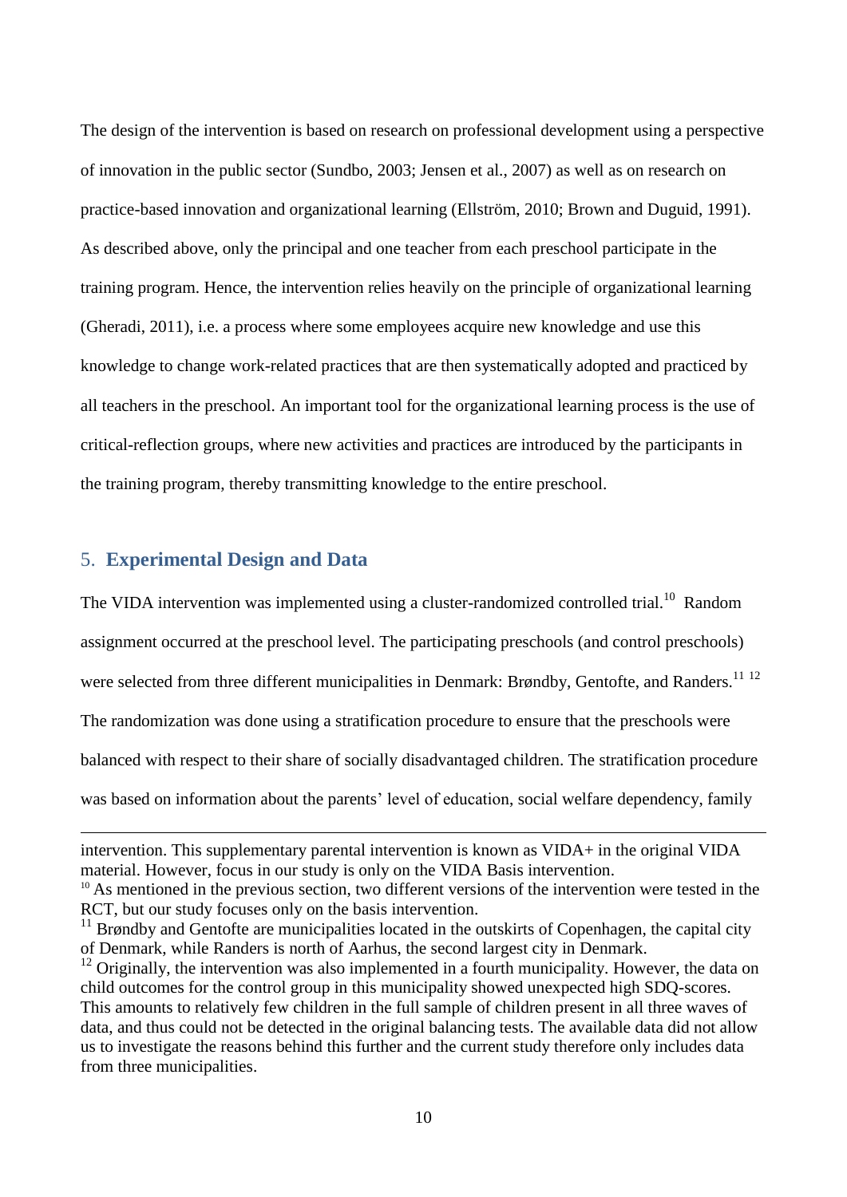The design of the intervention is based on research on professional development using a perspective of innovation in the public sector (Sundbo, 2003; Jensen et al., 2007) as well as on research on practice-based innovation and organizational learning (Ellström, 2010; Brown and Duguid, 1991). As described above, only the principal and one teacher from each preschool participate in the training program. Hence, the intervention relies heavily on the principle of organizational learning (Gheradi, 2011), i.e. a process where some employees acquire new knowledge and use this knowledge to change work-related practices that are then systematically adopted and practiced by all teachers in the preschool. An important tool for the organizational learning process is the use of critical-reflection groups, where new activities and practices are introduced by the participants in the training program, thereby transmitting knowledge to the entire preschool.

## 5. Experimental Design and Data

The VIDA intervention was implemented using a cluster-randomized controlled trial.[10] Random assignment occurred at the preschool level. The participating preschools (and control preschools) were selected from three different municipalities in Denmark: Brøndby, Gentofte, and Randers.[11] [12] The randomization was done using a stratification procedure to ensure that the preschools were balanced with respect to their share of socially disadvantaged children. The stratification procedure was based on information about the parents' level of education, social welfare dependency, family

---

intervention. This supplementary parental intervention is known as VIDA+ in the original VIDA material. However, focus in our study is only on the VIDA Basis intervention.

[10] As mentioned in the previous section, two different versions of the intervention were tested in the RCT, but our study focuses only on the basis intervention.

[11] Brøndby and Gentofte are municipalities located in the outskirts of Copenhagen, the capital city of Denmark, while Randers is north of Aarhus, the second largest city in Denmark.

[12] Originally, the intervention was also implemented in a fourth municipality. However, the data on child outcomes for the control group in this municipality showed unexpected high SDQ-scores. This amounts to relatively few children in the full sample of children present in all three waves of data, and thus could not be detected in the original balancing tests. The available data did not allow us to investigate the reasons behind this further and the current study therefore only includes data from three municipalities.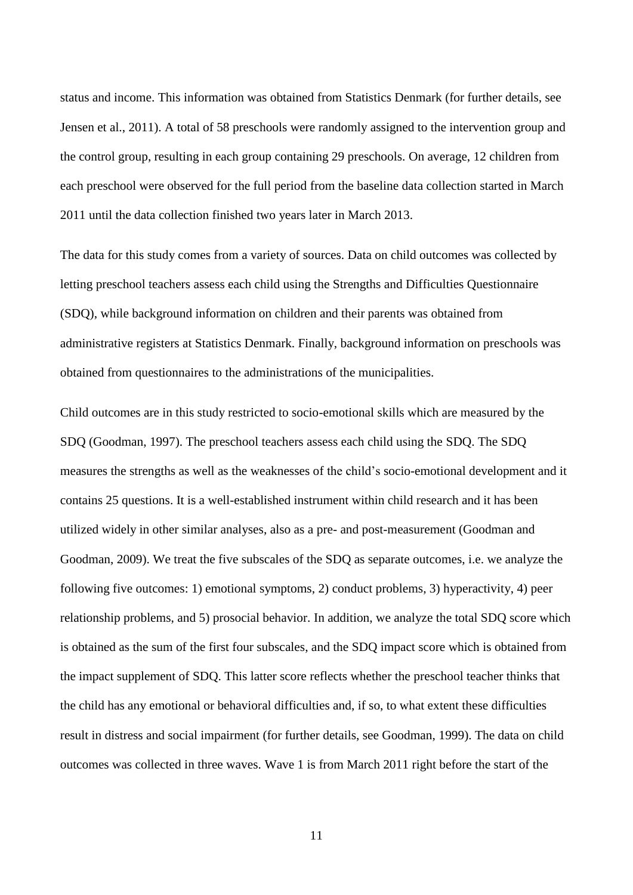status and income. This information was obtained from Statistics Denmark (for further details, see Jensen et al., 2011). A total of 58 preschools were randomly assigned to the intervention group and the control group, resulting in each group containing 29 preschools. On average, 12 children from each preschool were observed for the full period from the baseline data collection started in March 2011 until the data collection finished two years later in March 2013.

The data for this study comes from a variety of sources. Data on child outcomes was collected by letting preschool teachers assess each child using the Strengths and Difficulties Questionnaire (SDQ), while background information on children and their parents was obtained from administrative registers at Statistics Denmark. Finally, background information on preschools was obtained from questionnaires to the administrations of the municipalities.

Child outcomes are in this study restricted to socio-emotional skills which are measured by the SDQ (Goodman, 1997). The preschool teachers assess each child using the SDQ. The SDQ measures the strengths as well as the weaknesses of the child's socio-emotional development and it contains 25 questions. It is a well-established instrument within child research and it has been utilized widely in other similar analyses, also as a pre- and post-measurement (Goodman and Goodman, 2009). We treat the five subscales of the SDQ as separate outcomes, i.e. we analyze the following five outcomes: 1) emotional symptoms, 2) conduct problems, 3) hyperactivity, 4) peer relationship problems, and 5) prosocial behavior. In addition, we analyze the total SDQ score which is obtained as the sum of the first four subscales, and the SDQ impact score which is obtained from the impact supplement of SDQ. This latter score reflects whether the preschool teacher thinks that the child has any emotional or behavioral difficulties and, if so, to what extent these difficulties result in distress and social impairment (for further details, see Goodman, 1999). The data on child outcomes was collected in three waves. Wave 1 is from March 2011 right before the start of the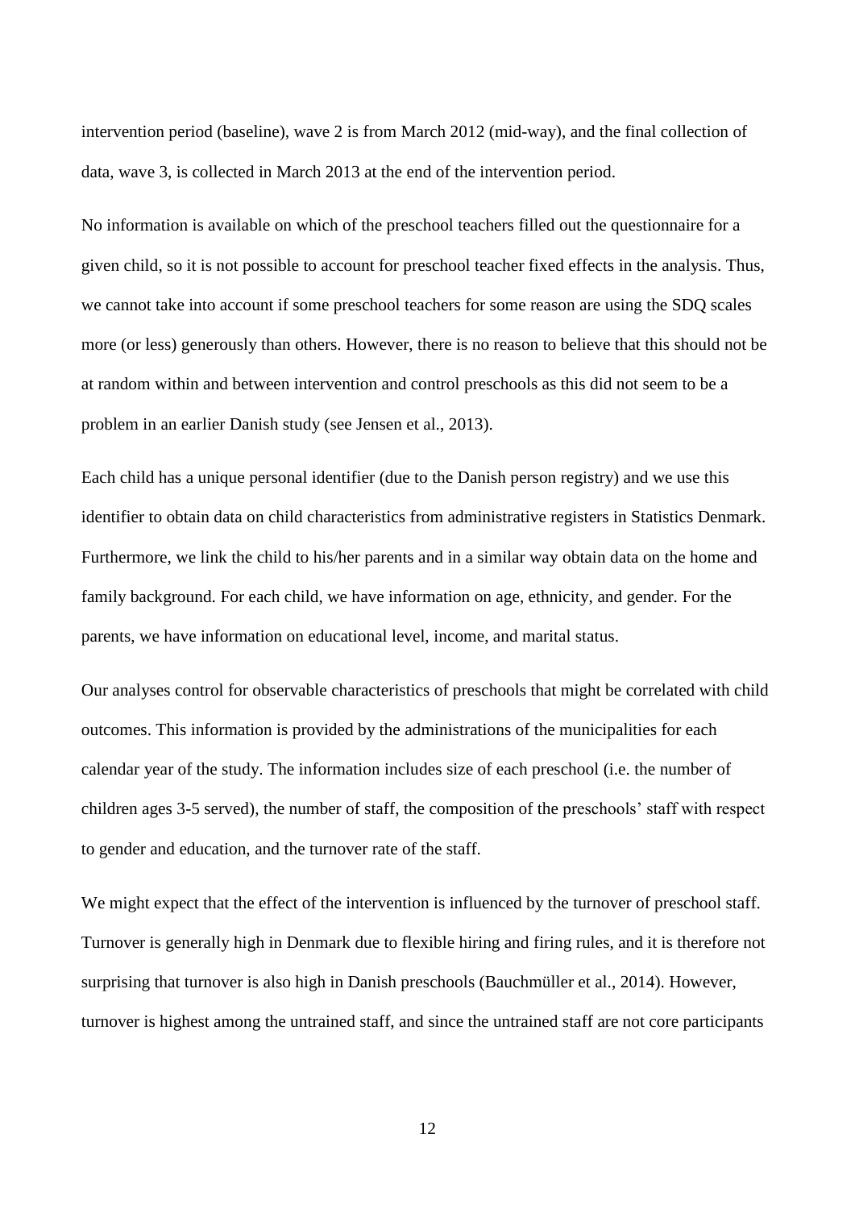intervention period (baseline), wave 2 is from March 2012 (mid-way), and the final collection of data, wave 3, is collected in March 2013 at the end of the intervention period.

No information is available on which of the preschool teachers filled out the questionnaire for a given child, so it is not possible to account for preschool teacher fixed effects in the analysis. Thus, we cannot take into account if some preschool teachers for some reason are using the SDQ scales more (or less) generously than others. However, there is no reason to believe that this should not be at random within and between intervention and control preschools as this did not seem to be a problem in an earlier Danish study (see Jensen et al., 2013).

Each child has a unique personal identifier (due to the Danish person registry) and we use this identifier to obtain data on child characteristics from administrative registers in Statistics Denmark. Furthermore, we link the child to his/her parents and in a similar way obtain data on the home and family background. For each child, we have information on age, ethnicity, and gender. For the parents, we have information on educational level, income, and marital status.

Our analyses control for observable characteristics of preschools that might be correlated with child outcomes. This information is provided by the administrations of the municipalities for each calendar year of the study. The information includes size of each preschool (i.e. the number of children ages 3-5 served), the number of staff, the composition of the preschools' staff with respect to gender and education, and the turnover rate of the staff.

We might expect that the effect of the intervention is influenced by the turnover of preschool staff. Turnover is generally high in Denmark due to flexible hiring and firing rules, and it is therefore not surprising that turnover is also high in Danish preschools (Bauchmüller et al., 2014). However, turnover is highest among the untrained staff, and since the untrained staff are not core participants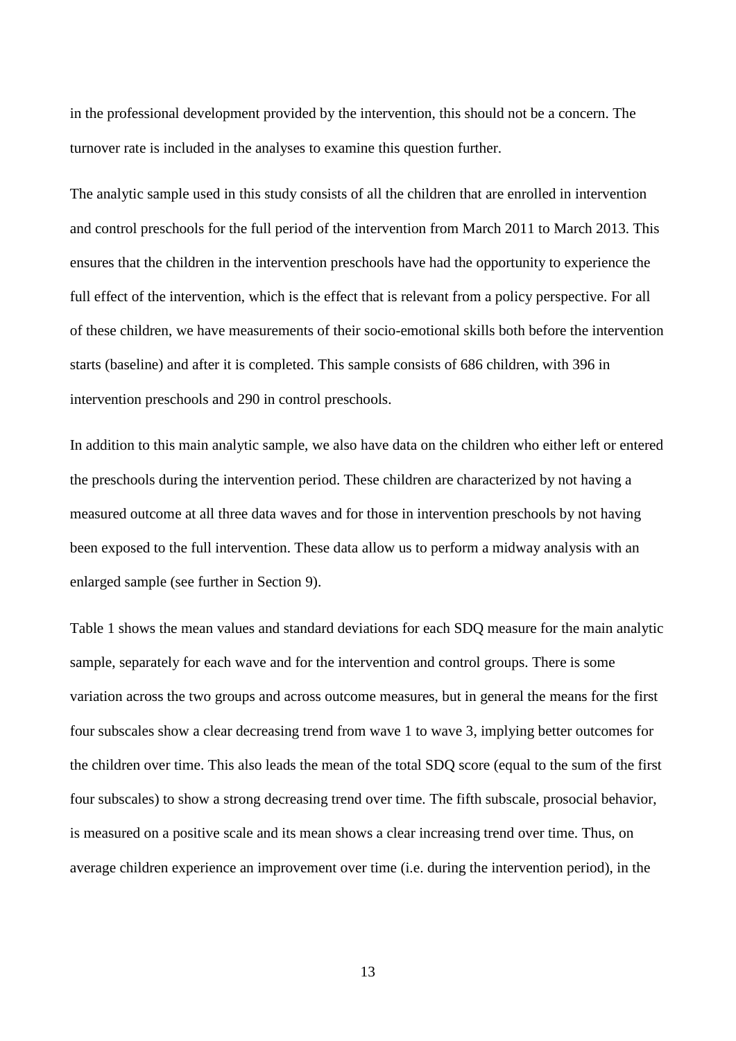in the professional development provided by the intervention, this should not be a concern. The turnover rate is included in the analyses to examine this question further.

The analytic sample used in this study consists of all the children that are enrolled in intervention and control preschools for the full period of the intervention from March 2011 to March 2013. This ensures that the children in the intervention preschools have had the opportunity to experience the full effect of the intervention, which is the effect that is relevant from a policy perspective. For all of these children, we have measurements of their socio-emotional skills both before the intervention starts (baseline) and after it is completed. This sample consists of 686 children, with 396 in intervention preschools and 290 in control preschools.

In addition to this main analytic sample, we also have data on the children who either left or entered the preschools during the intervention period. These children are characterized by not having a measured outcome at all three data waves and for those in intervention preschools by not having been exposed to the full intervention. These data allow us to perform a midway analysis with an enlarged sample (see further in Section 9).

Table 1 shows the mean values and standard deviations for each SDQ measure for the main analytic sample, separately for each wave and for the intervention and control groups. There is some variation across the two groups and across outcome measures, but in general the means for the first four subscales show a clear decreasing trend from wave 1 to wave 3, implying better outcomes for the children over time. This also leads the mean of the total SDQ score (equal to the sum of the first four subscales) to show a strong decreasing trend over time. The fifth subscale, prosocial behavior, is measured on a positive scale and its mean shows a clear increasing trend over time. Thus, on average children experience an improvement over time (i.e. during the intervention period), in the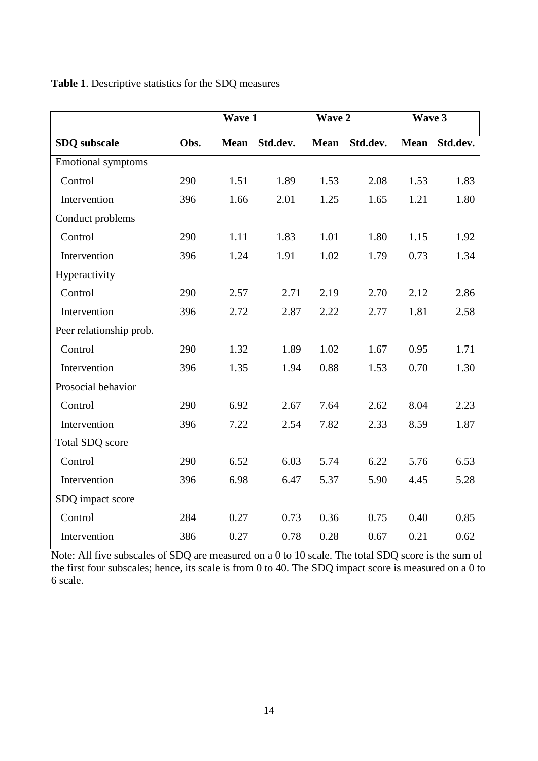**Table 1**. Descriptive statistics for the SDQ measures

| | | Wave 1 | | Wave 2 | | Wave 3 | |
|---|---|---|---|---|---|---|---|
| **SDQ subscale** | **Obs.** | **Mean** | **Std.dev.** | **Mean** | **Std.dev.** | **Mean** | **Std.dev.** |
| Emotional symptoms | | | | | | | |
| Control | 290 | 1.51 | 1.89 | 1.53 | 2.08 | 1.53 | 1.83 |
| Intervention | 396 | 1.66 | 2.01 | 1.25 | 1.65 | 1.21 | 1.80 |
| Conduct problems | | | | | | | |
| Control | 290 | 1.11 | 1.83 | 1.01 | 1.80 | 1.15 | 1.92 |
| Intervention | 396 | 1.24 | 1.91 | 1.02 | 1.79 | 0.73 | 1.34 |
| Hyperactivity | | | | | | | |
| Control | 290 | 2.57 | 2.71 | 2.19 | 2.70 | 2.12 | 2.86 |
| Intervention | 396 | 2.72 | 2.87 | 2.22 | 2.77 | 1.81 | 2.58 |
| Peer relationship prob. | | | | | | | |
| Control | 290 | 1.32 | 1.89 | 1.02 | 1.67 | 0.95 | 1.71 |
| Intervention | 396 | 1.35 | 1.94 | 0.88 | 1.53 | 0.70 | 1.30 |
| Prosocial behavior | | | | | | | |
| Control | 290 | 6.92 | 2.67 | 7.64 | 2.62 | 8.04 | 2.23 |
| Intervention | 396 | 7.22 | 2.54 | 7.82 | 2.33 | 8.59 | 1.87 |
| Total SDQ score | | | | | | | |
| Control | 290 | 6.52 | 6.03 | 5.74 | 6.22 | 5.76 | 6.53 |
| Intervention | 396 | 6.98 | 6.47 | 5.37 | 5.90 | 4.45 | 5.28 |
| SDQ impact score | | | | | | | |
| Control | 284 | 0.27 | 0.73 | 0.36 | 0.75 | 0.40 | 0.85 |
| Intervention | 386 | 0.27 | 0.78 | 0.28 | 0.67 | 0.21 | 0.62 |

Note: All five subscales of SDQ are measured on a 0 to 10 scale. The total SDQ score is the sum of the first four subscales; hence, its scale is from 0 to 40. The SDQ impact score is measured on a 0 to 6 scale.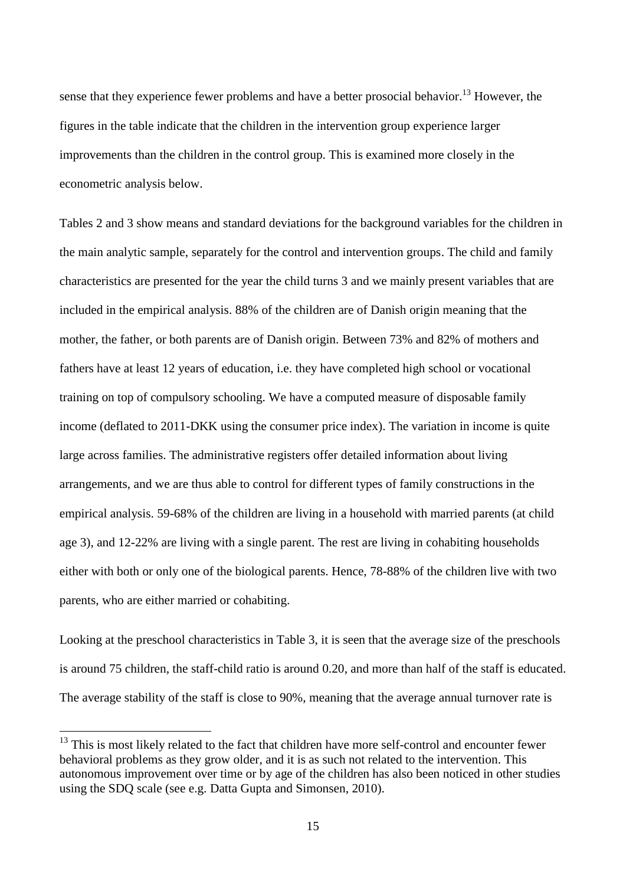sense that they experience fewer problems and have a better prosocial behavior.[13] However, the figures in the table indicate that the children in the intervention group experience larger improvements than the children in the control group. This is examined more closely in the econometric analysis below.

Tables 2 and 3 show means and standard deviations for the background variables for the children in the main analytic sample, separately for the control and intervention groups. The child and family characteristics are presented for the year the child turns 3 and we mainly present variables that are included in the empirical analysis. 88% of the children are of Danish origin meaning that the mother, the father, or both parents are of Danish origin. Between 73% and 82% of mothers and fathers have at least 12 years of education, i.e. they have completed high school or vocational training on top of compulsory schooling. We have a computed measure of disposable family income (deflated to 2011-DKK using the consumer price index). The variation in income is quite large across families. The administrative registers offer detailed information about living arrangements, and we are thus able to control for different types of family constructions in the empirical analysis. 59-68% of the children are living in a household with married parents (at child age 3), and 12-22% are living with a single parent. The rest are living in cohabiting households either with both or only one of the biological parents. Hence, 78-88% of the children live with two parents, who are either married or cohabiting.

Looking at the preschool characteristics in Table 3, it is seen that the average size of the preschools is around 75 children, the staff-child ratio is around 0.20, and more than half of the staff is educated. The average stability of the staff is close to 90%, meaning that the average annual turnover rate is

[13] This is most likely related to the fact that children have more self-control and encounter fewer behavioral problems as they grow older, and it is as such not related to the intervention. This autonomous improvement over time or by age of the children has also been noticed in other studies using the SDQ scale (see e.g. Datta Gupta and Simonsen, 2010).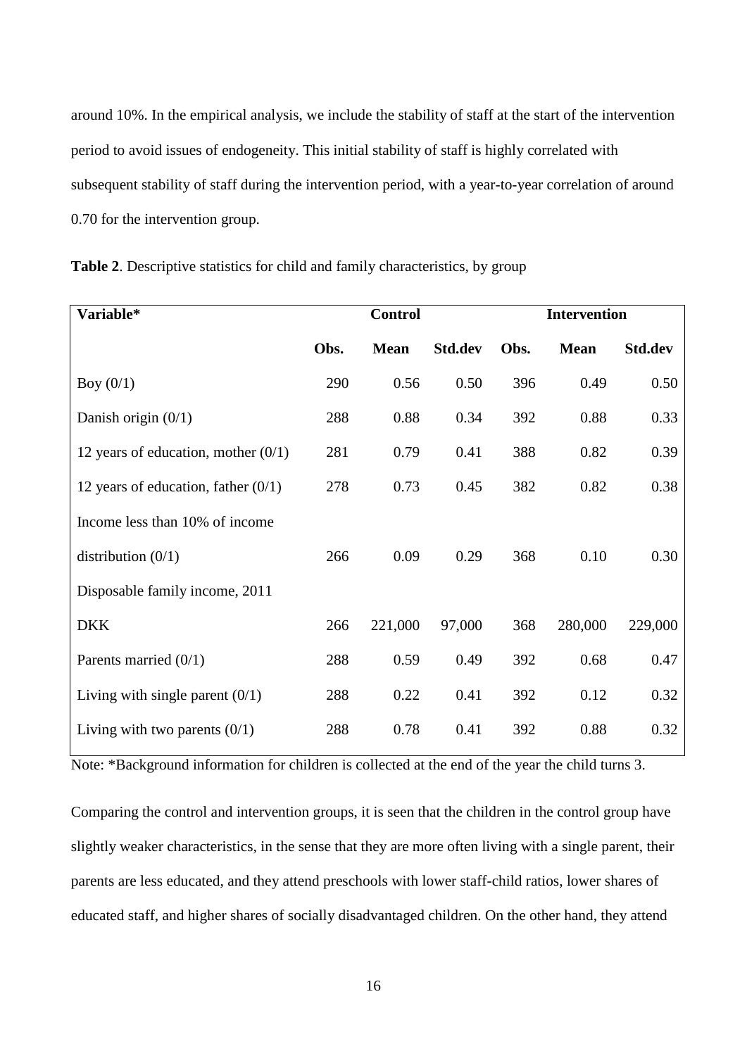around 10%. In the empirical analysis, we include the stability of staff at the start of the intervention period to avoid issues of endogeneity. This initial stability of staff is highly correlated with subsequent stability of staff during the intervention period, with a year-to-year correlation of around 0.70 for the intervention group.

**Table 2**. Descriptive statistics for child and family characteristics, by group

| Variable* | Control | | | Intervention | | |
|---|---|---|---|---|---|---|
| | **Obs.** | **Mean** | **Std.dev** | **Obs.** | **Mean** | **Std.dev** |
| Boy (0/1) | 290 | 0.56 | 0.50 | 396 | 0.49 | 0.50 |
| Danish origin (0/1) | 288 | 0.88 | 0.34 | 392 | 0.88 | 0.33 |
| 12 years of education, mother (0/1) | 281 | 0.79 | 0.41 | 388 | 0.82 | 0.39 |
| 12 years of education, father (0/1) | 278 | 0.73 | 0.45 | 382 | 0.82 | 0.38 |
| Income less than 10% of income distribution (0/1) | 266 | 0.09 | 0.29 | 368 | 0.10 | 0.30 |
| Disposable family income, 2011 DKK | 266 | 221,000 | 97,000 | 368 | 280,000 | 229,000 |
| Parents married (0/1) | 288 | 0.59 | 0.49 | 392 | 0.68 | 0.47 |
| Living with single parent (0/1) | 288 | 0.22 | 0.41 | 392 | 0.12 | 0.32 |
| Living with two parents (0/1) | 288 | 0.78 | 0.41 | 392 | 0.88 | 0.32 |

Note: *Background information for children is collected at the end of the year the child turns 3.

Comparing the control and intervention groups, it is seen that the children in the control group have slightly weaker characteristics, in the sense that they are more often living with a single parent, their parents are less educated, and they attend preschools with lower staff-child ratios, lower shares of educated staff, and higher shares of socially disadvantaged children. On the other hand, they attend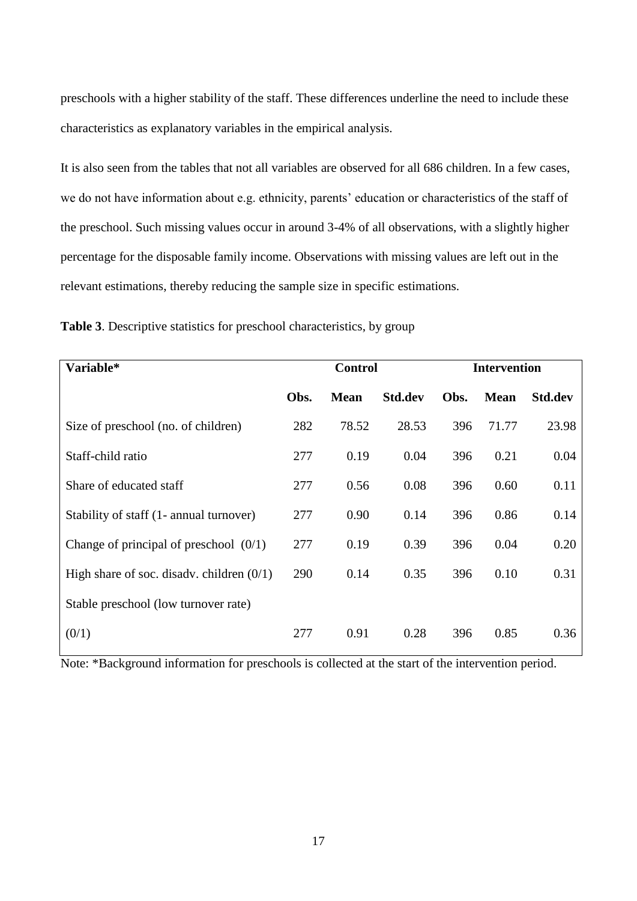preschools with a higher stability of the staff. These differences underline the need to include these characteristics as explanatory variables in the empirical analysis.

It is also seen from the tables that not all variables are observed for all 686 children. In a few cases, we do not have information about e.g. ethnicity, parents' education or characteristics of the staff of the preschool. Such missing values occur in around 3-4% of all observations, with a slightly higher percentage for the disposable family income. Observations with missing values are left out in the relevant estimations, thereby reducing the sample size in specific estimations.

**Table 3**. Descriptive statistics for preschool characteristics, by group

| Variable* | Control | | | Intervention | | |
|---|---|---|---|---|---|---|
| | **Obs.** | **Mean** | **Std.dev** | **Obs.** | **Mean** | **Std.dev** |
| Size of preschool (no. of children) | 282 | 78.52 | 28.53 | 396 | 71.77 | 23.98 |
| Staff-child ratio | 277 | 0.19 | 0.04 | 396 | 0.21 | 0.04 |
| Share of educated staff | 277 | 0.56 | 0.08 | 396 | 0.60 | 0.11 |
| Stability of staff (1- annual turnover) | 277 | 0.90 | 0.14 | 396 | 0.86 | 0.14 |
| Change of principal of preschool (0/1) | 277 | 0.19 | 0.39 | 396 | 0.04 | 0.20 |
| High share of soc. disadv. children (0/1) | 290 | 0.14 | 0.35 | 396 | 0.10 | 0.31 |
| Stable preschool (low turnover rate) (0/1) | 277 | 0.91 | 0.28 | 396 | 0.85 | 0.36 |

Note: *Background information for preschools is collected at the start of the intervention period.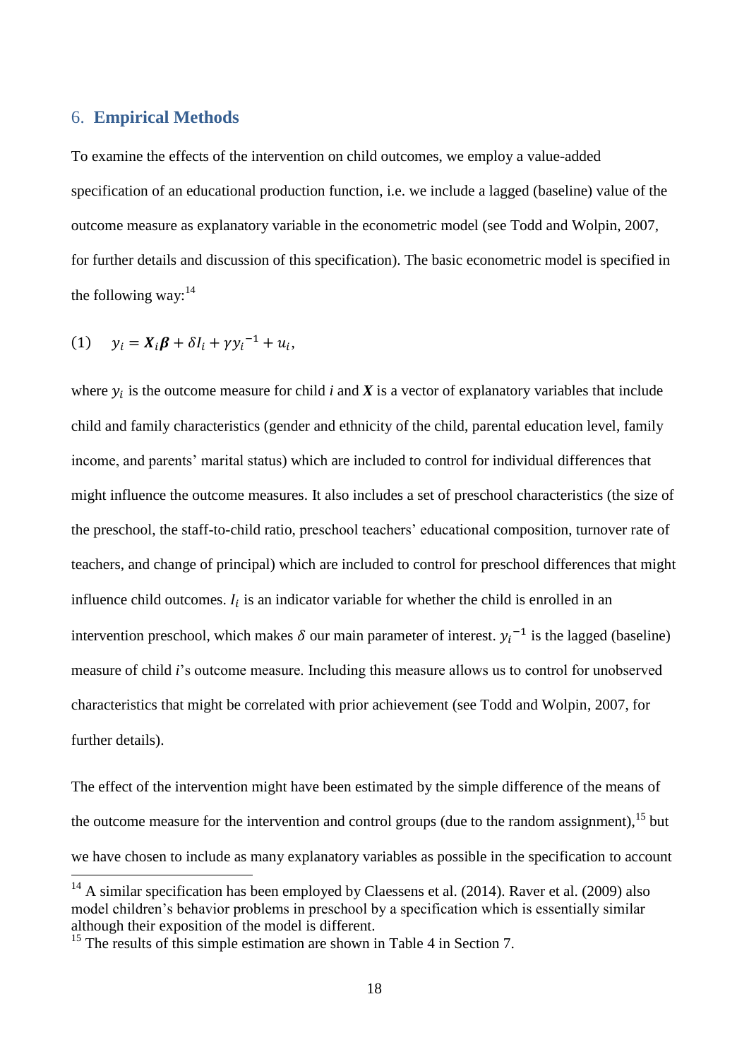## 6. **Empirical Methods**

To examine the effects of the intervention on child outcomes, we employ a value-added specification of an educational production function, i.e. we include a lagged (baseline) value of the outcome measure as explanatory variable in the econometric model (see Todd and Wolpin, 2007, for further details and discussion of this specification). The basic econometric model is specified in the following way:[14]

$$(1) \quad y_i = \boldsymbol{X}_i\boldsymbol{\beta} + \delta I_i + \gamma y_i^{-1} + u_i,$$

where $y_i$ is the outcome measure for child *i* and $\boldsymbol{X}$ is a vector of explanatory variables that include child and family characteristics (gender and ethnicity of the child, parental education level, family income, and parents' marital status) which are included to control for individual differences that might influence the outcome measures. It also includes a set of preschool characteristics (the size of the preschool, the staff-to-child ratio, preschool teachers' educational composition, turnover rate of teachers, and change of principal) which are included to control for preschool differences that might influence child outcomes. $I_i$ is an indicator variable for whether the child is enrolled in an intervention preschool, which makes $\delta$ our main parameter of interest. $y_i^{-1}$ is the lagged (baseline) measure of child *i*'s outcome measure. Including this measure allows us to control for unobserved characteristics that might be correlated with prior achievement (see Todd and Wolpin, 2007, for further details).

The effect of the intervention might have been estimated by the simple difference of the means of the outcome measure for the intervention and control groups (due to the random assignment),[15] but we have chosen to include as many explanatory variables as possible in the specification to account

[14] A similar specification has been employed by Claessens et al. (2014). Raver et al. (2009) also model children's behavior problems in preschool by a specification which is essentially similar although their exposition of the model is different.

[15] The results of this simple estimation are shown in Table 4 in Section 7.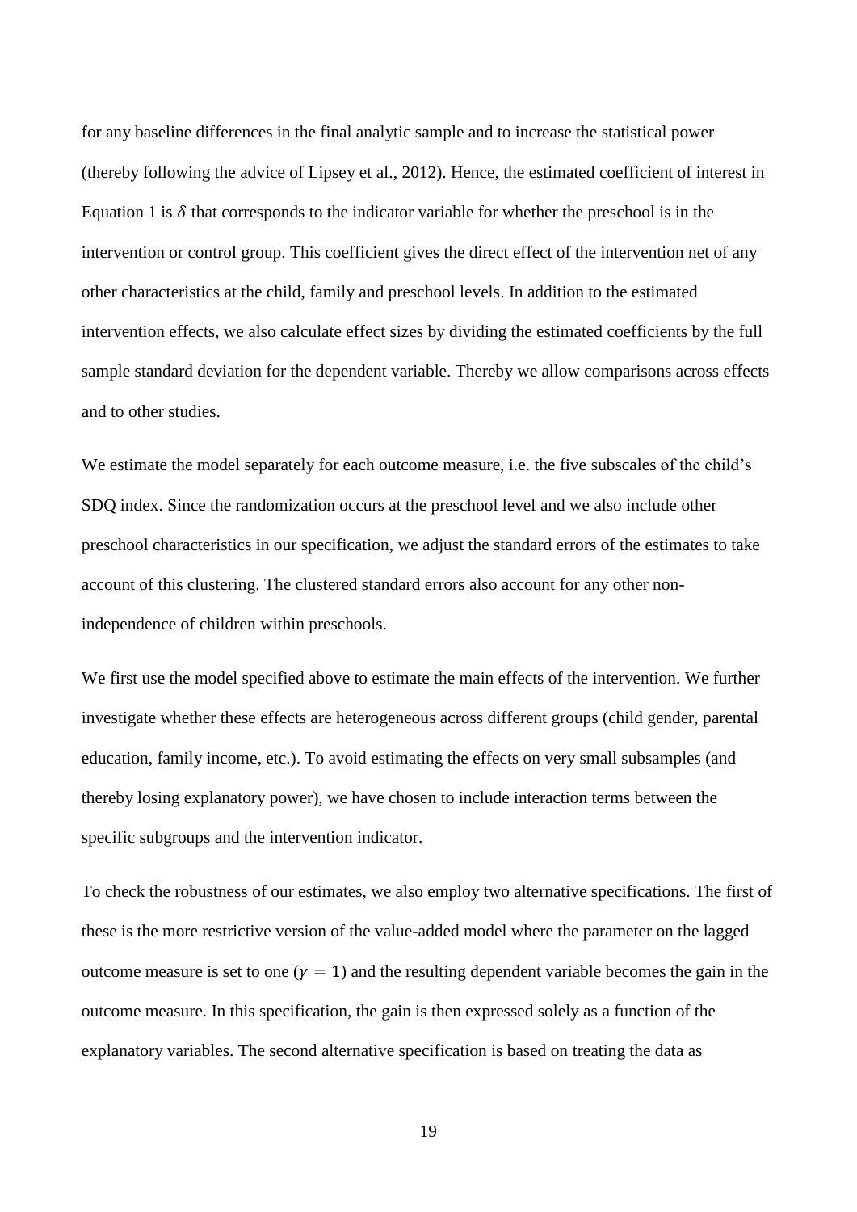for any baseline differences in the final analytic sample and to increase the statistical power (thereby following the advice of Lipsey et al., 2012). Hence, the estimated coefficient of interest in Equation 1 is $\delta$ that corresponds to the indicator variable for whether the preschool is in the intervention or control group. This coefficient gives the direct effect of the intervention net of any other characteristics at the child, family and preschool levels. In addition to the estimated intervention effects, we also calculate effect sizes by dividing the estimated coefficients by the full sample standard deviation for the dependent variable. Thereby we allow comparisons across effects and to other studies.

We estimate the model separately for each outcome measure, i.e. the five subscales of the child's SDQ index. Since the randomization occurs at the preschool level and we also include other preschool characteristics in our specification, we adjust the standard errors of the estimates to take account of this clustering. The clustered standard errors also account for any other non-independence of children within preschools.

We first use the model specified above to estimate the main effects of the intervention. We further investigate whether these effects are heterogeneous across different groups (child gender, parental education, family income, etc.). To avoid estimating the effects on very small subsamples (and thereby losing explanatory power), we have chosen to include interaction terms between the specific subgroups and the intervention indicator.

To check the robustness of our estimates, we also employ two alternative specifications. The first of these is the more restrictive version of the value-added model where the parameter on the lagged outcome measure is set to one ($\gamma = 1$) and the resulting dependent variable becomes the gain in the outcome measure. In this specification, the gain is then expressed solely as a function of the explanatory variables. The second alternative specification is based on treating the data as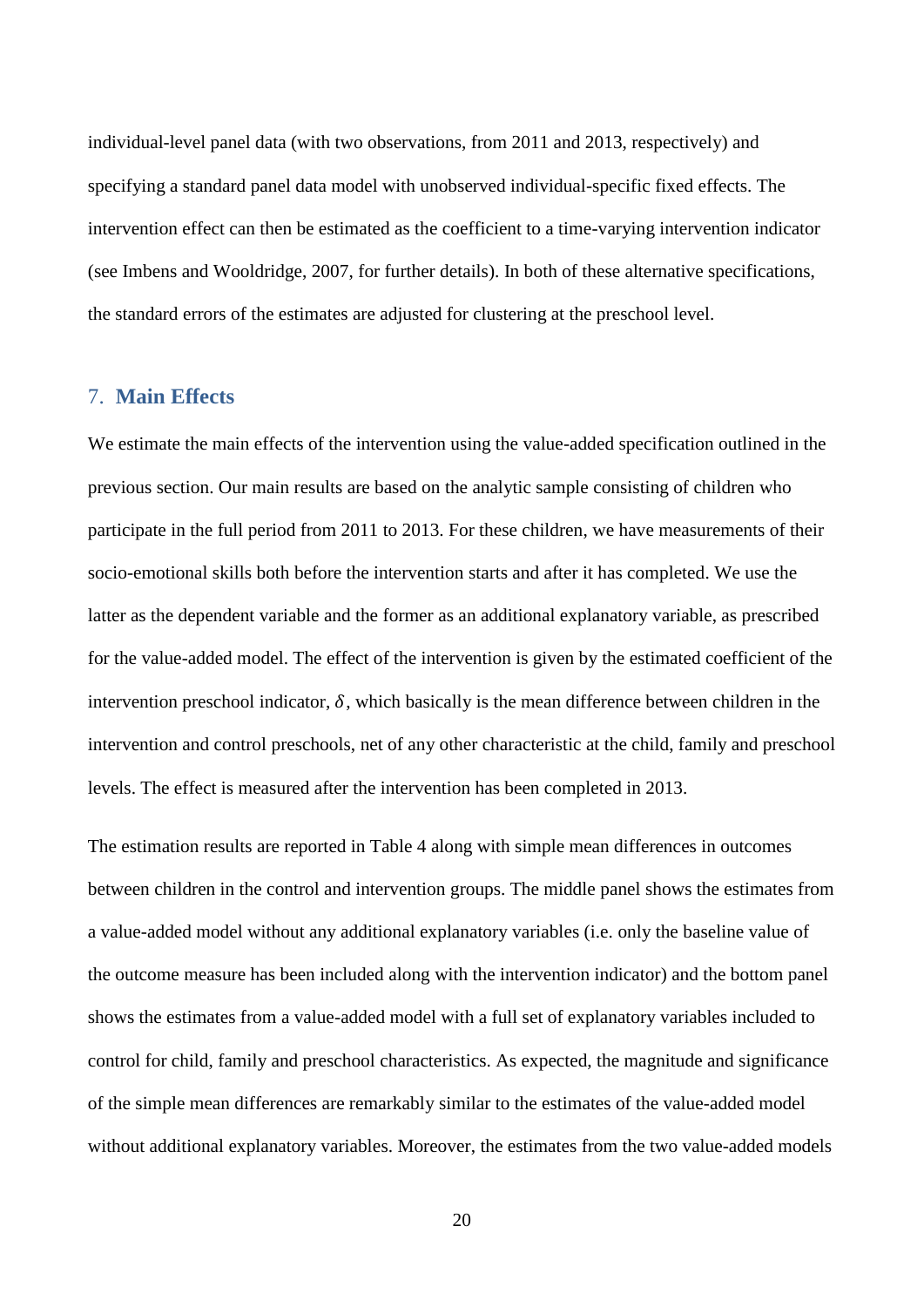individual-level panel data (with two observations, from 2011 and 2013, respectively) and specifying a standard panel data model with unobserved individual-specific fixed effects. The intervention effect can then be estimated as the coefficient to a time-varying intervention indicator (see Imbens and Wooldridge, 2007, for further details). In both of these alternative specifications, the standard errors of the estimates are adjusted for clustering at the preschool level.

## 7. Main Effects

We estimate the main effects of the intervention using the value-added specification outlined in the previous section. Our main results are based on the analytic sample consisting of children who participate in the full period from 2011 to 2013. For these children, we have measurements of their socio-emotional skills both before the intervention starts and after it has completed. We use the latter as the dependent variable and the former as an additional explanatory variable, as prescribed for the value-added model. The effect of the intervention is given by the estimated coefficient of the intervention preschool indicator, $\delta$, which basically is the mean difference between children in the intervention and control preschools, net of any other characteristic at the child, family and preschool levels. The effect is measured after the intervention has been completed in 2013.

The estimation results are reported in Table 4 along with simple mean differences in outcomes between children in the control and intervention groups. The middle panel shows the estimates from a value-added model without any additional explanatory variables (i.e. only the baseline value of the outcome measure has been included along with the intervention indicator) and the bottom panel shows the estimates from a value-added model with a full set of explanatory variables included to control for child, family and preschool characteristics. As expected, the magnitude and significance of the simple mean differences are remarkably similar to the estimates of the value-added model without additional explanatory variables. Moreover, the estimates from the two value-added models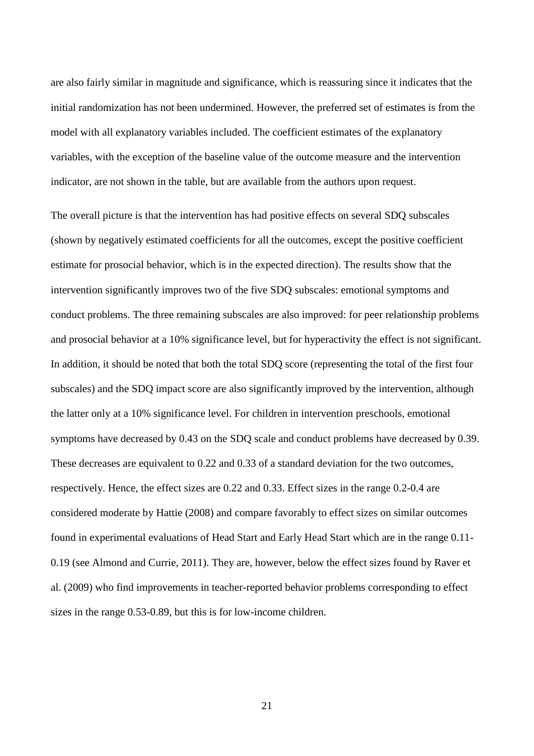are also fairly similar in magnitude and significance, which is reassuring since it indicates that the initial randomization has not been undermined. However, the preferred set of estimates is from the model with all explanatory variables included. The coefficient estimates of the explanatory variables, with the exception of the baseline value of the outcome measure and the intervention indicator, are not shown in the table, but are available from the authors upon request.

The overall picture is that the intervention has had positive effects on several SDQ subscales (shown by negatively estimated coefficients for all the outcomes, except the positive coefficient estimate for prosocial behavior, which is in the expected direction). The results show that the intervention significantly improves two of the five SDQ subscales: emotional symptoms and conduct problems. The three remaining subscales are also improved: for peer relationship problems and prosocial behavior at a 10% significance level, but for hyperactivity the effect is not significant. In addition, it should be noted that both the total SDQ score (representing the total of the first four subscales) and the SDQ impact score are also significantly improved by the intervention, although the latter only at a 10% significance level. For children in intervention preschools, emotional symptoms have decreased by 0.43 on the SDQ scale and conduct problems have decreased by 0.39. These decreases are equivalent to 0.22 and 0.33 of a standard deviation for the two outcomes, respectively. Hence, the effect sizes are 0.22 and 0.33. Effect sizes in the range 0.2-0.4 are considered moderate by Hattie (2008) and compare favorably to effect sizes on similar outcomes found in experimental evaluations of Head Start and Early Head Start which are in the range 0.11-0.19 (see Almond and Currie, 2011). They are, however, below the effect sizes found by Raver et al. (2009) who find improvements in teacher-reported behavior problems corresponding to effect sizes in the range 0.53-0.89, but this is for low-income children.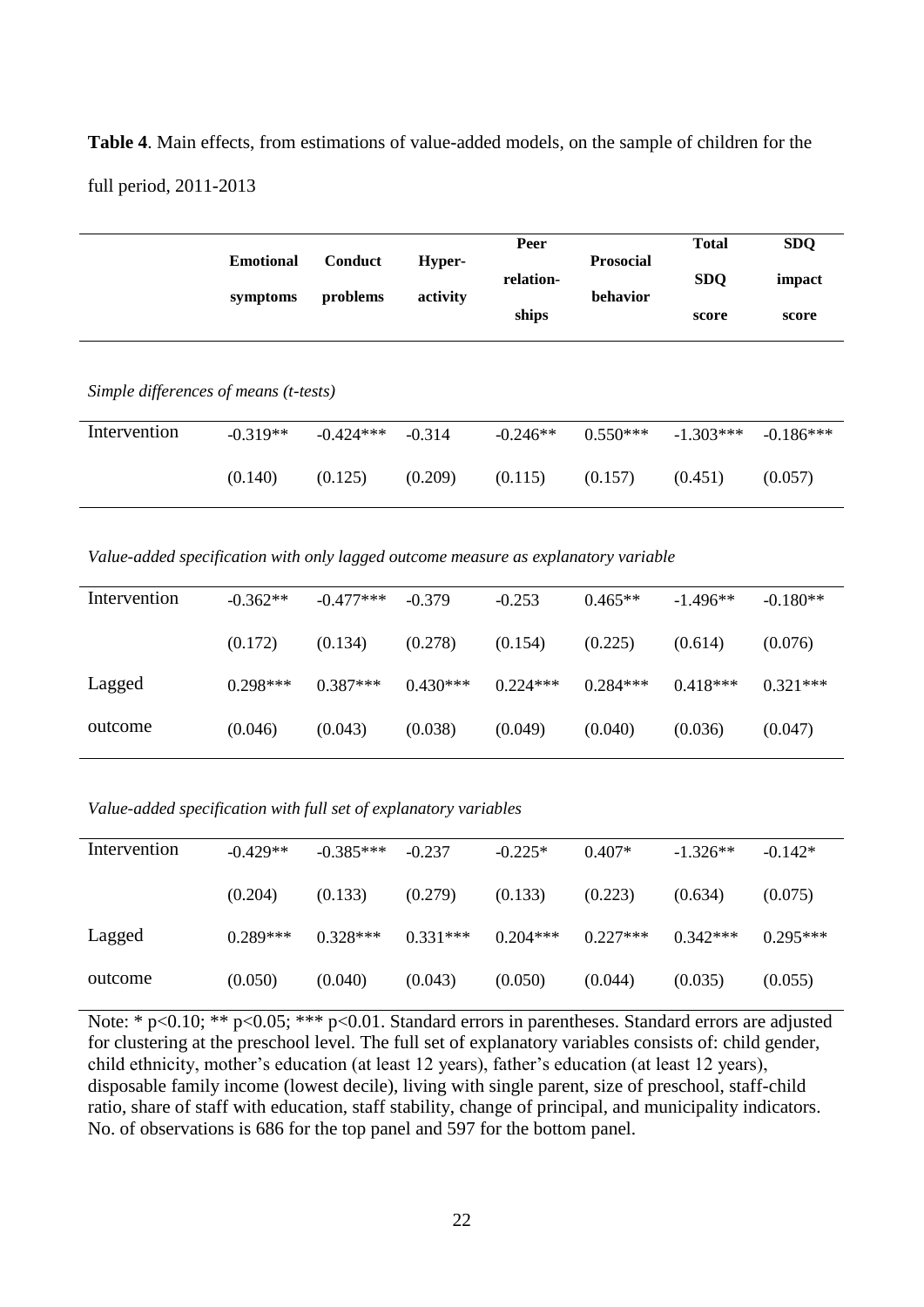**Table 4**. Main effects, from estimations of value-added models, on the sample of children for the full period, 2011-2013

| | **Emotional symptoms** | **Conduct problems** | **Hyper-activity** | **Peer relation-ships** | **Prosocial behavior** | **Total SDQ score** | **SDQ impact score** |
|---|---|---|---|---|---|---|---|
| *Simple differences of means (t-tests)* | | | | | | | |
| Intervention | -0.319** | -0.424*** | -0.314 | -0.246** | 0.550*** | -1.303*** | -0.186*** |
| | (0.140) | (0.125) | (0.209) | (0.115) | (0.157) | (0.451) | (0.057) |
| *Value-added specification with only lagged outcome measure as explanatory variable* | | | | | | | |
| Intervention | -0.362** | -0.477*** | -0.379 | -0.253 | 0.465** | -1.496** | -0.180** |
| | (0.172) | (0.134) | (0.278) | (0.154) | (0.225) | (0.614) | (0.076) |
| Lagged outcome | 0.298*** | 0.387*** | 0.430*** | 0.224*** | 0.284*** | 0.418*** | 0.321*** |
| | (0.046) | (0.043) | (0.038) | (0.049) | (0.040) | (0.036) | (0.047) |
| *Value-added specification with full set of explanatory variables* | | | | | | | |
| Intervention | -0.429** | -0.385*** | -0.237 | -0.225* | 0.407* | -1.326** | -0.142* |
| | (0.204) | (0.133) | (0.279) | (0.133) | (0.223) | (0.634) | (0.075) |
| Lagged outcome | 0.289*** | 0.328*** | 0.331*** | 0.204*** | 0.227*** | 0.342*** | 0.295*** |
| | (0.050) | (0.040) | (0.043) | (0.050) | (0.044) | (0.035) | (0.055) |

Note: * $p<0.10$; ** $p<0.05$; *** $p<0.01$. Standard errors in parentheses. Standard errors are adjusted for clustering at the preschool level. The full set of explanatory variables consists of: child gender, child ethnicity, mother's education (at least 12 years), father's education (at least 12 years), disposable family income (lowest decile), living with single parent, size of preschool, staff-child ratio, share of staff with education, staff stability, change of principal, and municipality indicators. No. of observations is 686 for the top panel and 597 for the bottom panel.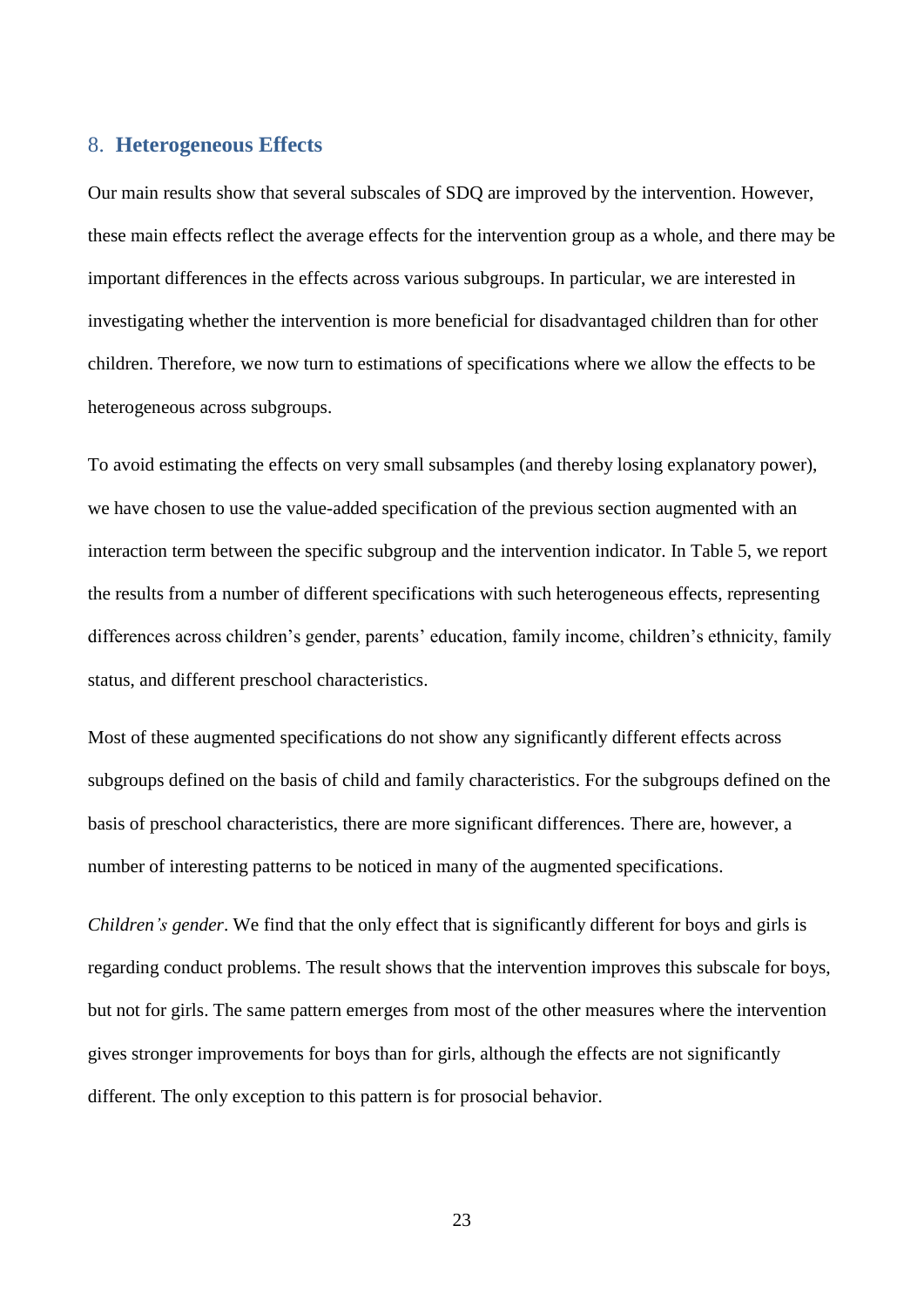## 8. **Heterogeneous Effects**

Our main results show that several subscales of SDQ are improved by the intervention. However, these main effects reflect the average effects for the intervention group as a whole, and there may be important differences in the effects across various subgroups. In particular, we are interested in investigating whether the intervention is more beneficial for disadvantaged children than for other children. Therefore, we now turn to estimations of specifications where we allow the effects to be heterogeneous across subgroups.

To avoid estimating the effects on very small subsamples (and thereby losing explanatory power), we have chosen to use the value-added specification of the previous section augmented with an interaction term between the specific subgroup and the intervention indicator. In Table 5, we report the results from a number of different specifications with such heterogeneous effects, representing differences across children's gender, parents' education, family income, children's ethnicity, family status, and different preschool characteristics.

Most of these augmented specifications do not show any significantly different effects across subgroups defined on the basis of child and family characteristics. For the subgroups defined on the basis of preschool characteristics, there are more significant differences. There are, however, a number of interesting patterns to be noticed in many of the augmented specifications.

*Children's gender*. We find that the only effect that is significantly different for boys and girls is regarding conduct problems. The result shows that the intervention improves this subscale for boys, but not for girls. The same pattern emerges from most of the other measures where the intervention gives stronger improvements for boys than for girls, although the effects are not significantly different. The only exception to this pattern is for prosocial behavior.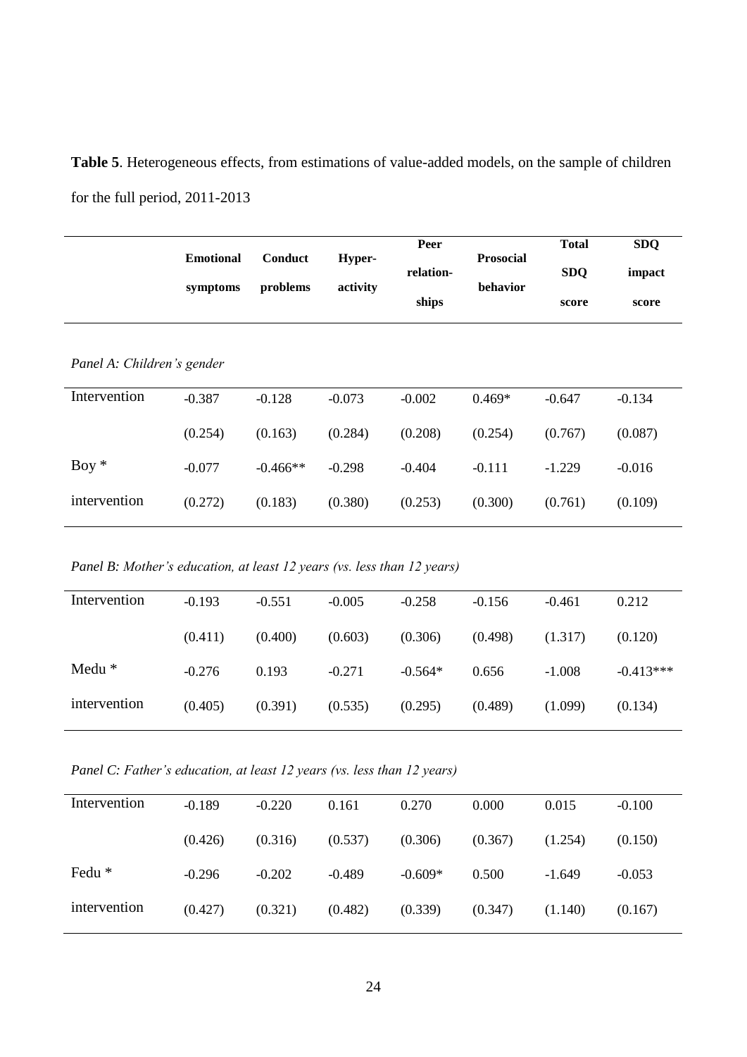**Table 5**. Heterogeneous effects, from estimations of value-added models, on the sample of children for the full period, 2011-2013

| | **Emotional symptoms** | **Conduct problems** | **Hyper-activity** | **Peer relation-ships** | **Prosocial behavior** | **Total SDQ score** | **SDQ impact score** |
|---|---|---|---|---|---|---|---|
| *Panel A: Children's gender* | | | | | | | |
| Intervention | -0.387 | -0.128 | -0.073 | -0.002 | 0.469* | -0.647 | -0.134 |
| | (0.254) | (0.163) | (0.284) | (0.208) | (0.254) | (0.767) | (0.087) |
| Boy * intervention | -0.077 | -0.466** | -0.298 | -0.404 | -0.111 | -1.229 | -0.016 |
| | (0.272) | (0.183) | (0.380) | (0.253) | (0.300) | (0.761) | (0.109) |
| *Panel B: Mother's education, at least 12 years (vs. less than 12 years)* | | | | | | | |
| Intervention | -0.193 | -0.551 | -0.005 | -0.258 | -0.156 | -0.461 | 0.212 |
| | (0.411) | (0.400) | (0.603) | (0.306) | (0.498) | (1.317) | (0.120) |
| Medu * intervention | -0.276 | 0.193 | -0.271 | -0.564* | 0.656 | -1.008 | -0.413*** |
| | (0.405) | (0.391) | (0.535) | (0.295) | (0.489) | (1.099) | (0.134) |
| *Panel C: Father's education, at least 12 years (vs. less than 12 years)* | | | | | | | |
| Intervention | -0.189 | -0.220 | 0.161 | 0.270 | 0.000 | 0.015 | -0.100 |
| | (0.426) | (0.316) | (0.537) | (0.306) | (0.367) | (1.254) | (0.150) |
| Fedu * intervention | -0.296 | -0.202 | -0.489 | -0.609* | 0.500 | -1.649 | -0.053 |
| | (0.427) | (0.321) | (0.482) | (0.339) | (0.347) | (1.140) | (0.167) |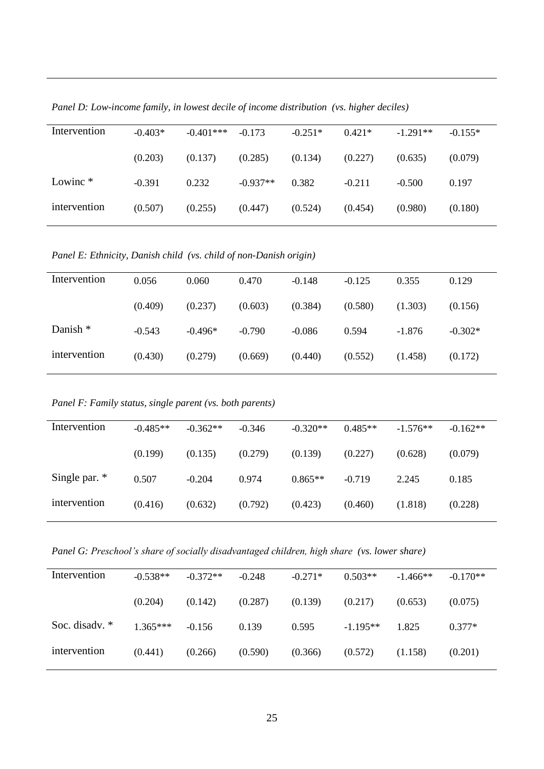*Panel D: Low-income family, in lowest decile of income distribution (vs. higher deciles)*

| | | | | | | | |
|---|---|---|---|---|---|---|---|
| Intervention | -0.403* | -0.401*** | -0.173 | -0.251* | 0.421* | -1.291** | -0.155* |
| | (0.203) | (0.137) | (0.285) | (0.134) | (0.227) | (0.635) | (0.079) |
| Lowinc * intervention | -0.391 | 0.232 | -0.937** | 0.382 | -0.211 | -0.500 | 0.197 |
| | (0.507) | (0.255) | (0.447) | (0.524) | (0.454) | (0.980) | (0.180) |

*Panel E: Ethnicity, Danish child (vs. child of non-Danish origin)*

| | | | | | | | |
|---|---|---|---|---|---|---|---|
| Intervention | 0.056 | 0.060 | 0.470 | -0.148 | -0.125 | 0.355 | 0.129 |
| | (0.409) | (0.237) | (0.603) | (0.384) | (0.580) | (1.303) | (0.156) |
| Danish * intervention | -0.543 | -0.496* | -0.790 | -0.086 | 0.594 | -1.876 | -0.302* |
| | (0.430) | (0.279) | (0.669) | (0.440) | (0.552) | (1.458) | (0.172) |

*Panel F: Family status, single parent (vs. both parents)*

| | | | | | | | |
|---|---|---|---|---|---|---|---|
| Intervention | -0.485** | -0.362** | -0.346 | -0.320** | 0.485** | -1.576** | -0.162** |
| | (0.199) | (0.135) | (0.279) | (0.139) | (0.227) | (0.628) | (0.079) |
| Single par. * intervention | 0.507 | -0.204 | 0.974 | 0.865** | -0.719 | 2.245 | 0.185 |
| | (0.416) | (0.632) | (0.792) | (0.423) | (0.460) | (1.818) | (0.228) |

*Panel G: Preschool's share of socially disadvantaged children, high share (vs. lower share)*

| | | | | | | | |
|---|---|---|---|---|---|---|---|
| Intervention | -0.538** | -0.372** | -0.248 | -0.271* | 0.503** | -1.466** | -0.170** |
| | (0.204) | (0.142) | (0.287) | (0.139) | (0.217) | (0.653) | (0.075) |
| Soc. disadv. * intervention | 1.365*** | -0.156 | 0.139 | 0.595 | -1.195** | 1.825 | 0.377* |
| | (0.441) | (0.266) | (0.590) | (0.366) | (0.572) | (1.158) | (0.201) |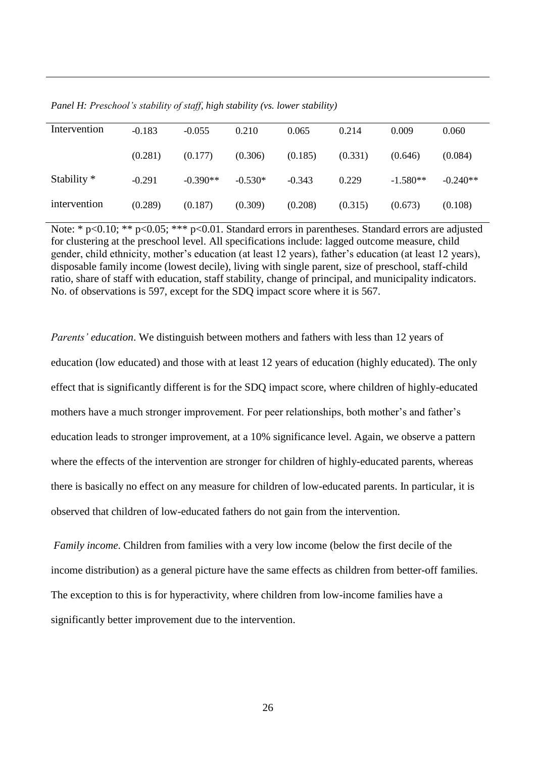*Panel H: Preschool's stability of staff, high stability (vs. lower stability)*

| | | | | | | | |
|---|---|---|---|---|---|---|---|
| Intervention | -0.183 | -0.055 | 0.210 | 0.065 | 0.214 | 0.009 | 0.060 |
| | (0.281) | (0.177) | (0.306) | (0.185) | (0.331) | (0.646) | (0.084) |
| Stability * | -0.291 | -0.390** | -0.530* | -0.343 | 0.229 | -1.580** | -0.240** |
| intervention | (0.289) | (0.187) | (0.309) | (0.208) | (0.315) | (0.673) | (0.108) |

Note: * p<0.10; ** p<0.05; *** p<0.01. Standard errors in parentheses. Standard errors are adjusted for clustering at the preschool level. All specifications include: lagged outcome measure, child gender, child ethnicity, mother's education (at least 12 years), father's education (at least 12 years), disposable family income (lowest decile), living with single parent, size of preschool, staff-child ratio, share of staff with education, staff stability, change of principal, and municipality indicators. No. of observations is 597, except for the SDQ impact score where it is 567.

*Parents' education*. We distinguish between mothers and fathers with less than 12 years of education (low educated) and those with at least 12 years of education (highly educated). The only effect that is significantly different is for the SDQ impact score, where children of highly-educated mothers have a much stronger improvement. For peer relationships, both mother's and father's education leads to stronger improvement, at a 10% significance level. Again, we observe a pattern where the effects of the intervention are stronger for children of highly-educated parents, whereas there is basically no effect on any measure for children of low-educated parents. In particular, it is observed that children of low-educated fathers do not gain from the intervention.

*Family income*. Children from families with a very low income (below the first decile of the income distribution) as a general picture have the same effects as children from better-off families. The exception to this is for hyperactivity, where children from low-income families have a significantly better improvement due to the intervention.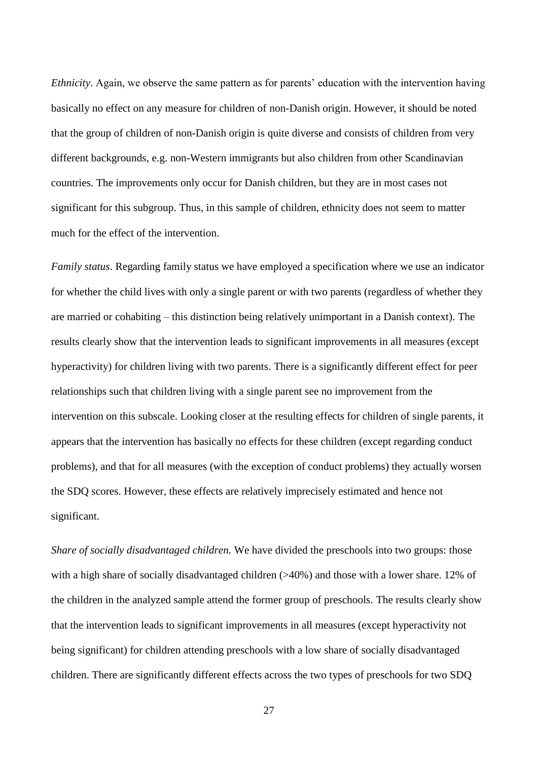*Ethnicity*. Again, we observe the same pattern as for parents' education with the intervention having basically no effect on any measure for children of non-Danish origin. However, it should be noted that the group of children of non-Danish origin is quite diverse and consists of children from very different backgrounds, e.g. non-Western immigrants but also children from other Scandinavian countries. The improvements only occur for Danish children, but they are in most cases not significant for this subgroup. Thus, in this sample of children, ethnicity does not seem to matter much for the effect of the intervention.

*Family status*. Regarding family status we have employed a specification where we use an indicator for whether the child lives with only a single parent or with two parents (regardless of whether they are married or cohabiting – this distinction being relatively unimportant in a Danish context). The results clearly show that the intervention leads to significant improvements in all measures (except hyperactivity) for children living with two parents. There is a significantly different effect for peer relationships such that children living with a single parent see no improvement from the intervention on this subscale. Looking closer at the resulting effects for children of single parents, it appears that the intervention has basically no effects for these children (except regarding conduct problems), and that for all measures (with the exception of conduct problems) they actually worsen the SDQ scores. However, these effects are relatively imprecisely estimated and hence not significant.

*Share of socially disadvantaged children.* We have divided the preschools into two groups: those with a high share of socially disadvantaged children (>40%) and those with a lower share. 12% of the children in the analyzed sample attend the former group of preschools. The results clearly show that the intervention leads to significant improvements in all measures (except hyperactivity not being significant) for children attending preschools with a low share of socially disadvantaged children. There are significantly different effects across the two types of preschools for two SDQ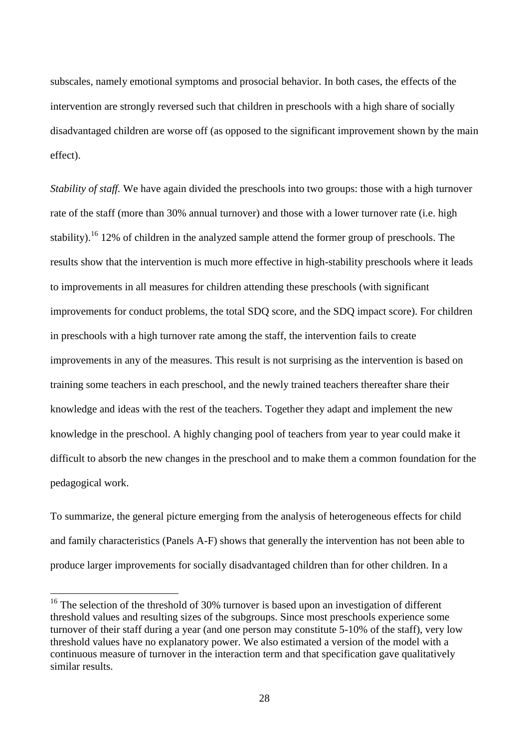subscales, namely emotional symptoms and prosocial behavior. In both cases, the effects of the intervention are strongly reversed such that children in preschools with a high share of socially disadvantaged children are worse off (as opposed to the significant improvement shown by the main effect).

*Stability of staff.* We have again divided the preschools into two groups: those with a high turnover rate of the staff (more than 30% annual turnover) and those with a lower turnover rate (i.e. high stability).[16] 12% of children in the analyzed sample attend the former group of preschools. The results show that the intervention is much more effective in high-stability preschools where it leads to improvements in all measures for children attending these preschools (with significant improvements for conduct problems, the total SDQ score, and the SDQ impact score). For children in preschools with a high turnover rate among the staff, the intervention fails to create improvements in any of the measures. This result is not surprising as the intervention is based on training some teachers in each preschool, and the newly trained teachers thereafter share their knowledge and ideas with the rest of the teachers. Together they adapt and implement the new knowledge in the preschool. A highly changing pool of teachers from year to year could make it difficult to absorb the new changes in the preschool and to make them a common foundation for the pedagogical work.

To summarize, the general picture emerging from the analysis of heterogeneous effects for child and family characteristics (Panels A-F) shows that generally the intervention has not been able to produce larger improvements for socially disadvantaged children than for other children. In a

[16] The selection of the threshold of 30% turnover is based upon an investigation of different threshold values and resulting sizes of the subgroups. Since most preschools experience some turnover of their staff during a year (and one person may constitute 5-10% of the staff), very low threshold values have no explanatory power. We also estimated a version of the model with a continuous measure of turnover in the interaction term and that specification gave qualitatively similar results.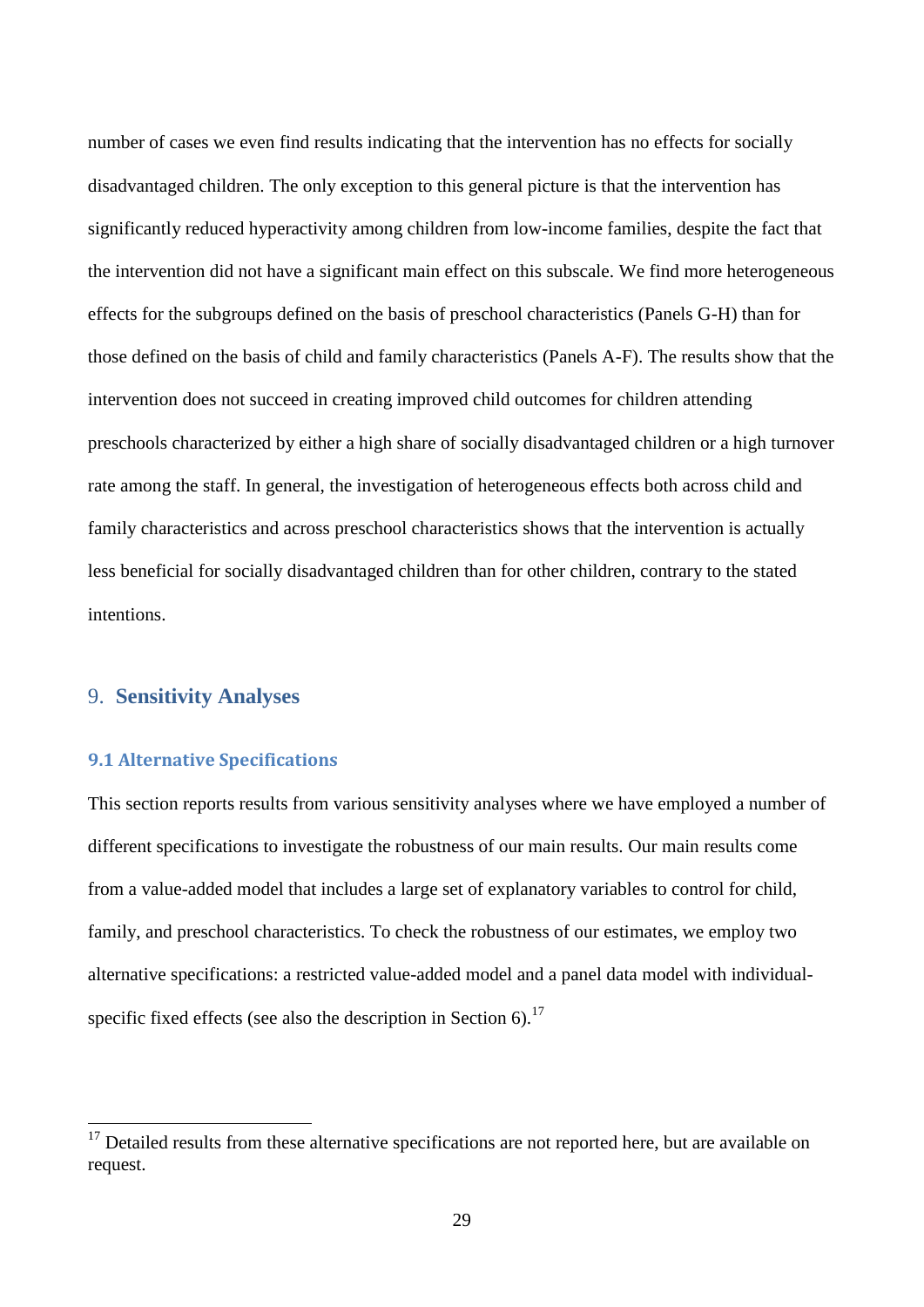number of cases we even find results indicating that the intervention has no effects for socially disadvantaged children. The only exception to this general picture is that the intervention has significantly reduced hyperactivity among children from low-income families, despite the fact that the intervention did not have a significant main effect on this subscale. We find more heterogeneous effects for the subgroups defined on the basis of preschool characteristics (Panels G-H) than for those defined on the basis of child and family characteristics (Panels A-F). The results show that the intervention does not succeed in creating improved child outcomes for children attending preschools characterized by either a high share of socially disadvantaged children or a high turnover rate among the staff. In general, the investigation of heterogeneous effects both across child and family characteristics and across preschool characteristics shows that the intervention is actually less beneficial for socially disadvantaged children than for other children, contrary to the stated intentions.

# 9. Sensitivity Analyses

## 9.1 Alternative Specifications

This section reports results from various sensitivity analyses where we have employed a number of different specifications to investigate the robustness of our main results. Our main results come from a value-added model that includes a large set of explanatory variables to control for child, family, and preschool characteristics. To check the robustness of our estimates, we employ two alternative specifications: a restricted value-added model and a panel data model with individual-specific fixed effects (see also the description in Section 6).[17]

[17] Detailed results from these alternative specifications are not reported here, but are available on request.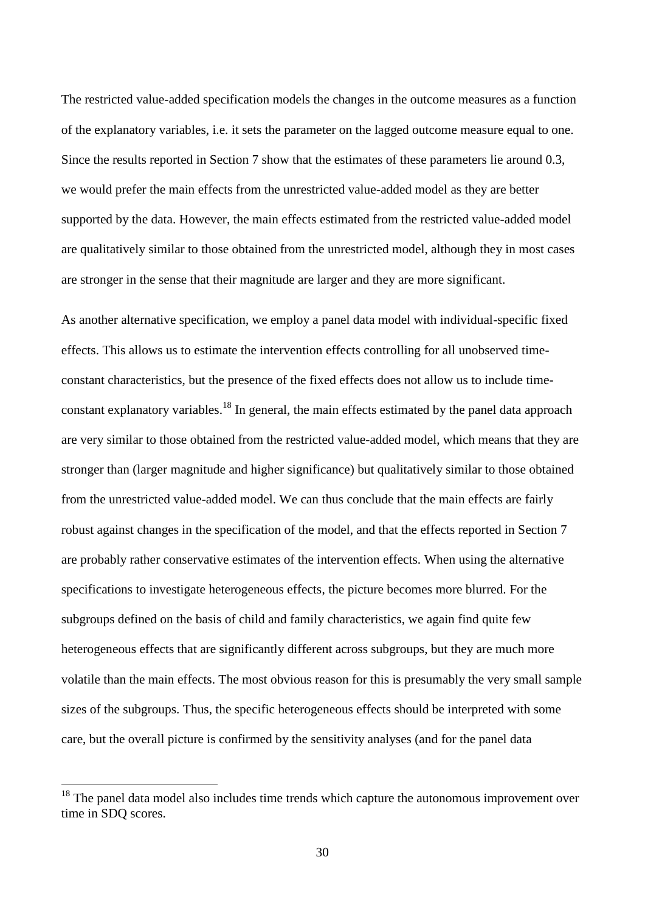The restricted value-added specification models the changes in the outcome measures as a function of the explanatory variables, i.e. it sets the parameter on the lagged outcome measure equal to one. Since the results reported in Section 7 show that the estimates of these parameters lie around 0.3, we would prefer the main effects from the unrestricted value-added model as they are better supported by the data. However, the main effects estimated from the restricted value-added model are qualitatively similar to those obtained from the unrestricted model, although they in most cases are stronger in the sense that their magnitude are larger and they are more significant.

As another alternative specification, we employ a panel data model with individual-specific fixed effects. This allows us to estimate the intervention effects controlling for all unobserved time-constant characteristics, but the presence of the fixed effects does not allow us to include time-constant explanatory variables.[18] In general, the main effects estimated by the panel data approach are very similar to those obtained from the restricted value-added model, which means that they are stronger than (larger magnitude and higher significance) but qualitatively similar to those obtained from the unrestricted value-added model. We can thus conclude that the main effects are fairly robust against changes in the specification of the model, and that the effects reported in Section 7 are probably rather conservative estimates of the intervention effects. When using the alternative specifications to investigate heterogeneous effects, the picture becomes more blurred. For the subgroups defined on the basis of child and family characteristics, we again find quite few heterogeneous effects that are significantly different across subgroups, but they are much more volatile than the main effects. The most obvious reason for this is presumably the very small sample sizes of the subgroups. Thus, the specific heterogeneous effects should be interpreted with some care, but the overall picture is confirmed by the sensitivity analyses (and for the panel data

[18] The panel data model also includes time trends which capture the autonomous improvement over time in SDQ scores.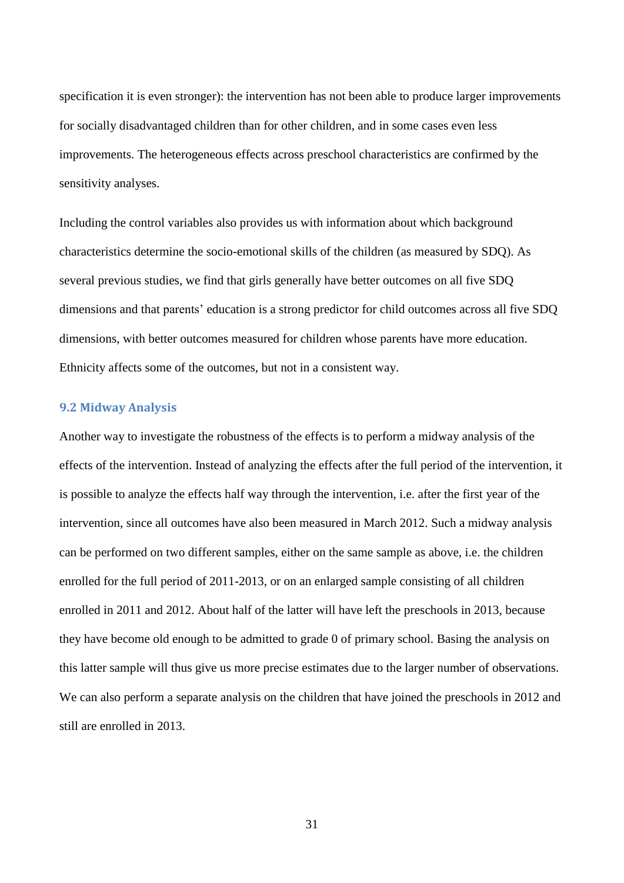specification it is even stronger): the intervention has not been able to produce larger improvements for socially disadvantaged children than for other children, and in some cases even less improvements. The heterogeneous effects across preschool characteristics are confirmed by the sensitivity analyses.

Including the control variables also provides us with information about which background characteristics determine the socio-emotional skills of the children (as measured by SDQ). As several previous studies, we find that girls generally have better outcomes on all five SDQ dimensions and that parents' education is a strong predictor for child outcomes across all five SDQ dimensions, with better outcomes measured for children whose parents have more education. Ethnicity affects some of the outcomes, but not in a consistent way.

### 9.2 Midway Analysis

Another way to investigate the robustness of the effects is to perform a midway analysis of the effects of the intervention. Instead of analyzing the effects after the full period of the intervention, it is possible to analyze the effects half way through the intervention, i.e. after the first year of the intervention, since all outcomes have also been measured in March 2012. Such a midway analysis can be performed on two different samples, either on the same sample as above, i.e. the children enrolled for the full period of 2011-2013, or on an enlarged sample consisting of all children enrolled in 2011 and 2012. About half of the latter will have left the preschools in 2013, because they have become old enough to be admitted to grade 0 of primary school. Basing the analysis on this latter sample will thus give us more precise estimates due to the larger number of observations. We can also perform a separate analysis on the children that have joined the preschools in 2012 and still are enrolled in 2013.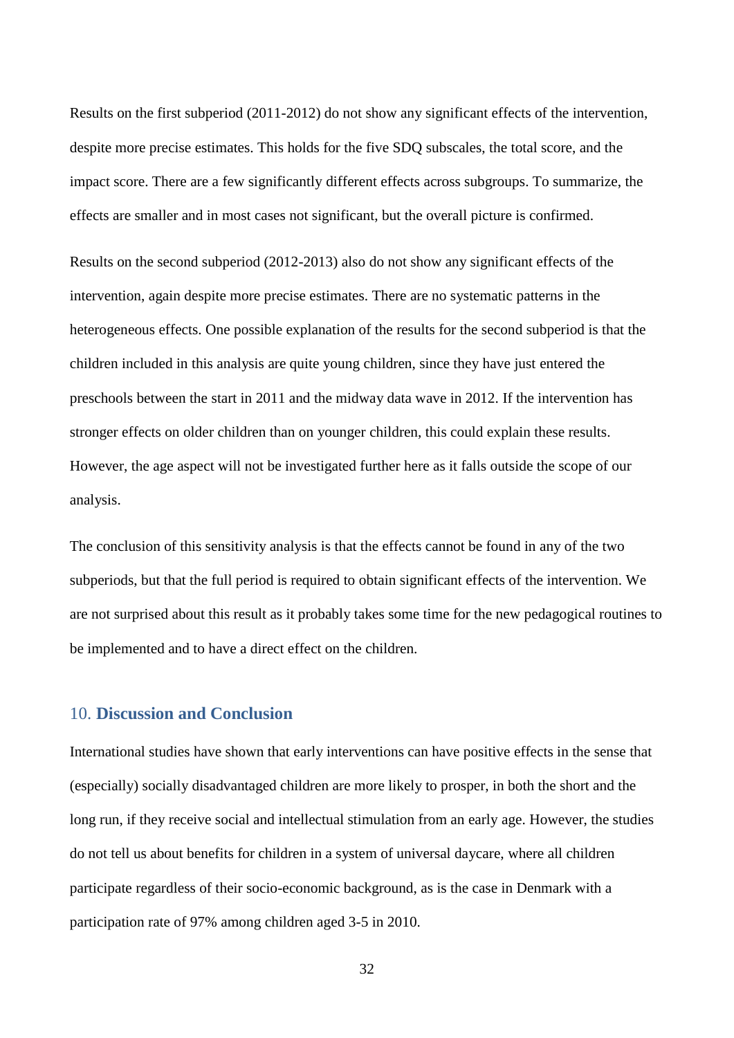Results on the first subperiod (2011-2012) do not show any significant effects of the intervention, despite more precise estimates. This holds for the five SDQ subscales, the total score, and the impact score. There are a few significantly different effects across subgroups. To summarize, the effects are smaller and in most cases not significant, but the overall picture is confirmed.

Results on the second subperiod (2012-2013) also do not show any significant effects of the intervention, again despite more precise estimates. There are no systematic patterns in the heterogeneous effects. One possible explanation of the results for the second subperiod is that the children included in this analysis are quite young children, since they have just entered the preschools between the start in 2011 and the midway data wave in 2012. If the intervention has stronger effects on older children than on younger children, this could explain these results. However, the age aspect will not be investigated further here as it falls outside the scope of our analysis.

The conclusion of this sensitivity analysis is that the effects cannot be found in any of the two subperiods, but that the full period is required to obtain significant effects of the intervention. We are not surprised about this result as it probably takes some time for the new pedagogical routines to be implemented and to have a direct effect on the children.

## 10. Discussion and Conclusion

International studies have shown that early interventions can have positive effects in the sense that (especially) socially disadvantaged children are more likely to prosper, in both the short and the long run, if they receive social and intellectual stimulation from an early age. However, the studies do not tell us about benefits for children in a system of universal daycare, where all children participate regardless of their socio-economic background, as is the case in Denmark with a participation rate of 97% among children aged 3-5 in 2010.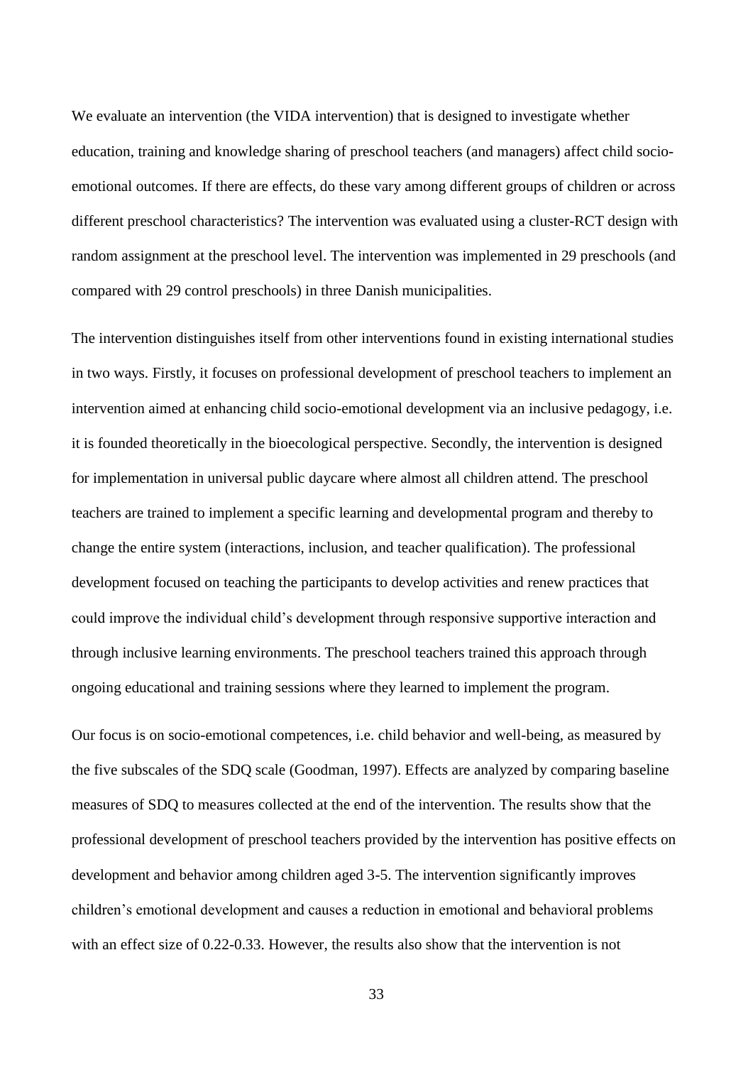We evaluate an intervention (the VIDA intervention) that is designed to investigate whether education, training and knowledge sharing of preschool teachers (and managers) affect child socio-emotional outcomes. If there are effects, do these vary among different groups of children or across different preschool characteristics? The intervention was evaluated using a cluster-RCT design with random assignment at the preschool level. The intervention was implemented in 29 preschools (and compared with 29 control preschools) in three Danish municipalities.

The intervention distinguishes itself from other interventions found in existing international studies in two ways. Firstly, it focuses on professional development of preschool teachers to implement an intervention aimed at enhancing child socio-emotional development via an inclusive pedagogy, i.e. it is founded theoretically in the bioecological perspective. Secondly, the intervention is designed for implementation in universal public daycare where almost all children attend. The preschool teachers are trained to implement a specific learning and developmental program and thereby to change the entire system (interactions, inclusion, and teacher qualification). The professional development focused on teaching the participants to develop activities and renew practices that could improve the individual child's development through responsive supportive interaction and through inclusive learning environments. The preschool teachers trained this approach through ongoing educational and training sessions where they learned to implement the program.

Our focus is on socio-emotional competences, i.e. child behavior and well-being, as measured by the five subscales of the SDQ scale (Goodman, 1997). Effects are analyzed by comparing baseline measures of SDQ to measures collected at the end of the intervention. The results show that the professional development of preschool teachers provided by the intervention has positive effects on development and behavior among children aged 3-5. The intervention significantly improves children's emotional development and causes a reduction in emotional and behavioral problems with an effect size of 0.22-0.33. However, the results also show that the intervention is not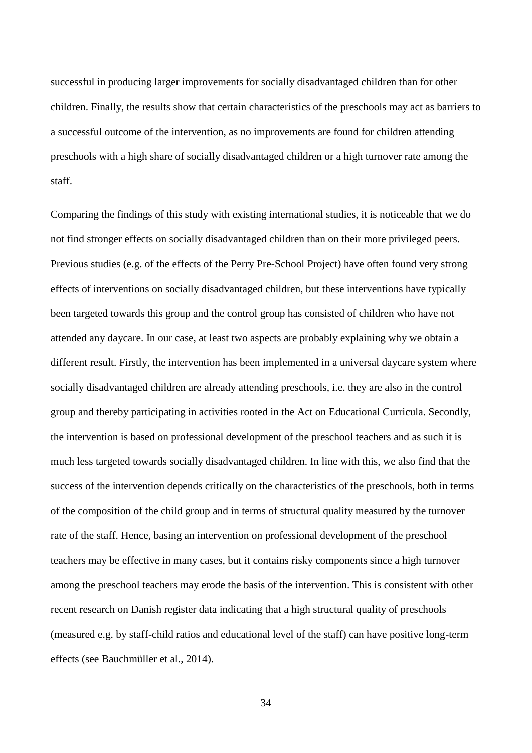successful in producing larger improvements for socially disadvantaged children than for other children. Finally, the results show that certain characteristics of the preschools may act as barriers to a successful outcome of the intervention, as no improvements are found for children attending preschools with a high share of socially disadvantaged children or a high turnover rate among the staff.

Comparing the findings of this study with existing international studies, it is noticeable that we do not find stronger effects on socially disadvantaged children than on their more privileged peers. Previous studies (e.g. of the effects of the Perry Pre-School Project) have often found very strong effects of interventions on socially disadvantaged children, but these interventions have typically been targeted towards this group and the control group has consisted of children who have not attended any daycare. In our case, at least two aspects are probably explaining why we obtain a different result. Firstly, the intervention has been implemented in a universal daycare system where socially disadvantaged children are already attending preschools, i.e. they are also in the control group and thereby participating in activities rooted in the Act on Educational Curricula. Secondly, the intervention is based on professional development of the preschool teachers and as such it is much less targeted towards socially disadvantaged children. In line with this, we also find that the success of the intervention depends critically on the characteristics of the preschools, both in terms of the composition of the child group and in terms of structural quality measured by the turnover rate of the staff. Hence, basing an intervention on professional development of the preschool teachers may be effective in many cases, but it contains risky components since a high turnover among the preschool teachers may erode the basis of the intervention. This is consistent with other recent research on Danish register data indicating that a high structural quality of preschools (measured e.g. by staff-child ratios and educational level of the staff) can have positive long-term effects (see Bauchmüller et al., 2014).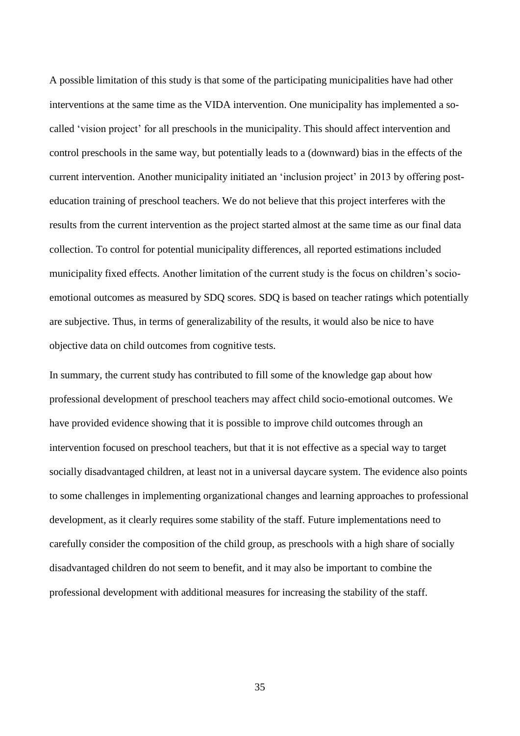A possible limitation of this study is that some of the participating municipalities have had other interventions at the same time as the VIDA intervention. One municipality has implemented a so-called 'vision project' for all preschools in the municipality. This should affect intervention and control preschools in the same way, but potentially leads to a (downward) bias in the effects of the current intervention. Another municipality initiated an 'inclusion project' in 2013 by offering post-education training of preschool teachers. We do not believe that this project interferes with the results from the current intervention as the project started almost at the same time as our final data collection. To control for potential municipality differences, all reported estimations included municipality fixed effects. Another limitation of the current study is the focus on children's socio-emotional outcomes as measured by SDQ scores. SDQ is based on teacher ratings which potentially are subjective. Thus, in terms of generalizability of the results, it would also be nice to have objective data on child outcomes from cognitive tests.

In summary, the current study has contributed to fill some of the knowledge gap about how professional development of preschool teachers may affect child socio-emotional outcomes. We have provided evidence showing that it is possible to improve child outcomes through an intervention focused on preschool teachers, but that it is not effective as a special way to target socially disadvantaged children, at least not in a universal daycare system. The evidence also points to some challenges in implementing organizational changes and learning approaches to professional development, as it clearly requires some stability of the staff. Future implementations need to carefully consider the composition of the child group, as preschools with a high share of socially disadvantaged children do not seem to benefit, and it may also be important to combine the professional development with additional measures for increasing the stability of the staff.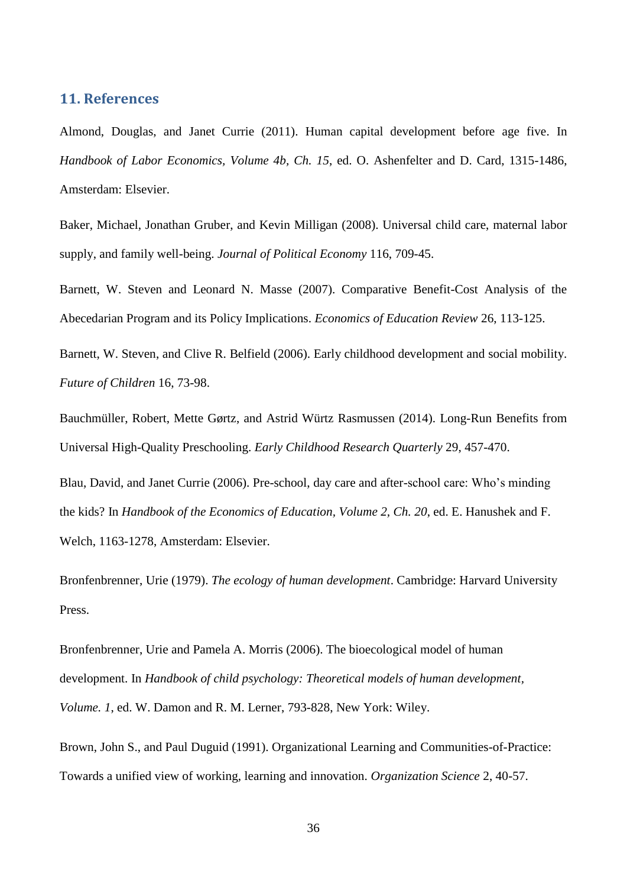## 11. References

Almond, Douglas, and Janet Currie (2011). Human capital development before age five. In *Handbook of Labor Economics, Volume 4b, Ch. 15*, ed. O. Ashenfelter and D. Card, 1315-1486, Amsterdam: Elsevier.

Baker, Michael, Jonathan Gruber, and Kevin Milligan (2008). Universal child care, maternal labor supply, and family well-being. *Journal of Political Economy* 116, 709-45.

Barnett, W. Steven and Leonard N. Masse (2007). Comparative Benefit-Cost Analysis of the Abecedarian Program and its Policy Implications. *Economics of Education Review* 26, 113-125.

Barnett, W. Steven, and Clive R. Belfield (2006). Early childhood development and social mobility. *Future of Children* 16, 73-98.

Bauchmüller, Robert, Mette Gørtz, and Astrid Würtz Rasmussen (2014). Long-Run Benefits from Universal High-Quality Preschooling. *Early Childhood Research Quarterly* 29, 457-470.

Blau, David, and Janet Currie (2006). Pre-school, day care and after-school care: Who's minding the kids? In *Handbook of the Economics of Education, Volume 2, Ch. 20*, ed. E. Hanushek and F. Welch, 1163-1278, Amsterdam: Elsevier.

Bronfenbrenner, Urie (1979). *The ecology of human development*. Cambridge: Harvard University Press.

Bronfenbrenner, Urie and Pamela A. Morris (2006). The bioecological model of human development. In *Handbook of child psychology: Theoretical models of human development, Volume. 1*, ed. W. Damon and R. M. Lerner, 793-828, New York: Wiley.

Brown, John S., and Paul Duguid (1991). Organizational Learning and Communities-of-Practice: Towards a unified view of working, learning and innovation. *Organization Science* 2, 40-57.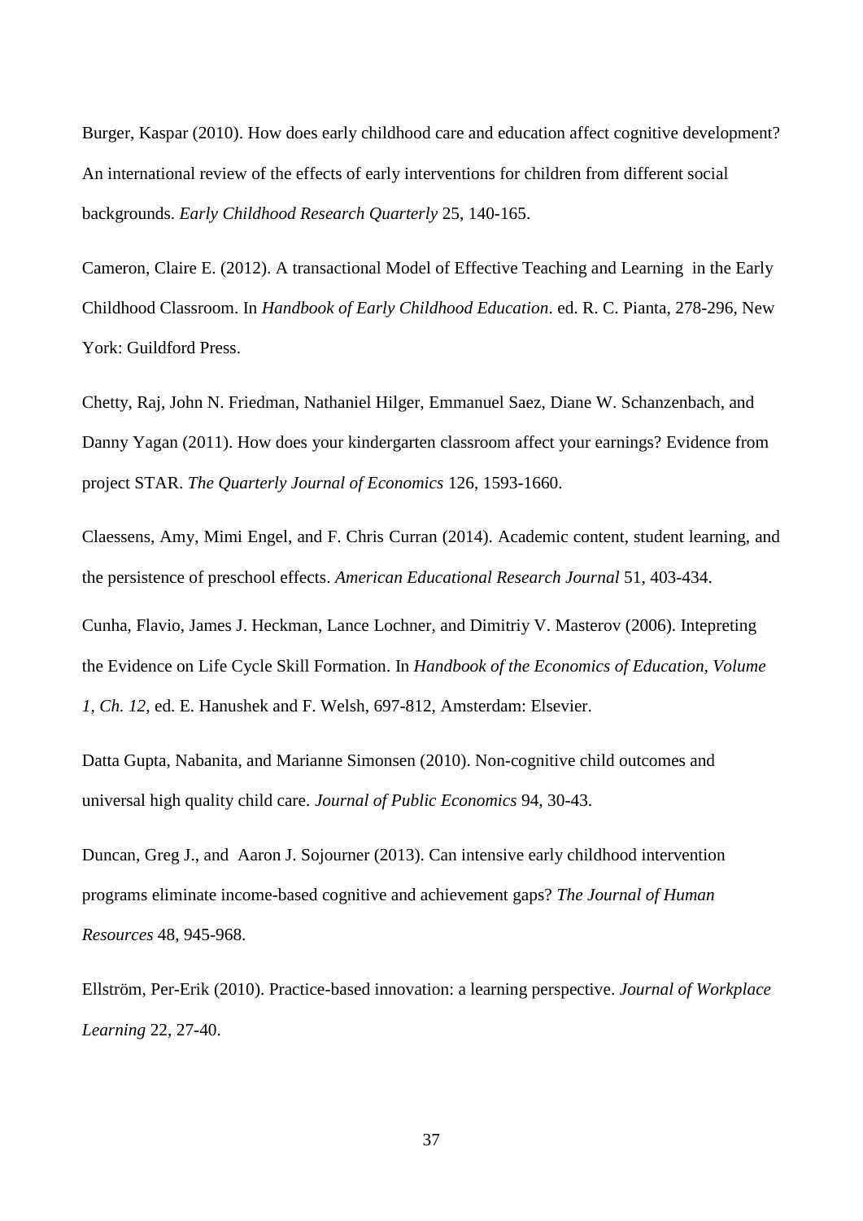Burger, Kaspar (2010). How does early childhood care and education affect cognitive development? An international review of the effects of early interventions for children from different social backgrounds. *Early Childhood Research Quarterly* 25, 140-165.

Cameron, Claire E. (2012). A transactional Model of Effective Teaching and Learning in the Early Childhood Classroom. In *Handbook of Early Childhood Education*. ed. R. C. Pianta, 278-296, New York: Guildford Press.

Chetty, Raj, John N. Friedman, Nathaniel Hilger, Emmanuel Saez, Diane W. Schanzenbach, and Danny Yagan (2011). How does your kindergarten classroom affect your earnings? Evidence from project STAR. *The Quarterly Journal of Economics* 126, 1593-1660.

Claessens, Amy, Mimi Engel, and F. Chris Curran (2014). Academic content, student learning, and the persistence of preschool effects. *American Educational Research Journal* 51, 403-434.

Cunha, Flavio, James J. Heckman, Lance Lochner, and Dimitriy V. Masterov (2006). Intepreting the Evidence on Life Cycle Skill Formation. In *Handbook of the Economics of Education, Volume 1, Ch. 12*, ed. E. Hanushek and F. Welsh, 697-812, Amsterdam: Elsevier.

Datta Gupta, Nabanita, and Marianne Simonsen (2010). Non-cognitive child outcomes and universal high quality child care. *Journal of Public Economics* 94, 30-43.

Duncan, Greg J., and Aaron J. Sojourner (2013). Can intensive early childhood intervention programs eliminate income-based cognitive and achievement gaps? *The Journal of Human Resources* 48, 945-968.

Ellström, Per-Erik (2010). Practice-based innovation: a learning perspective. *Journal of Workplace Learning* 22, 27-40.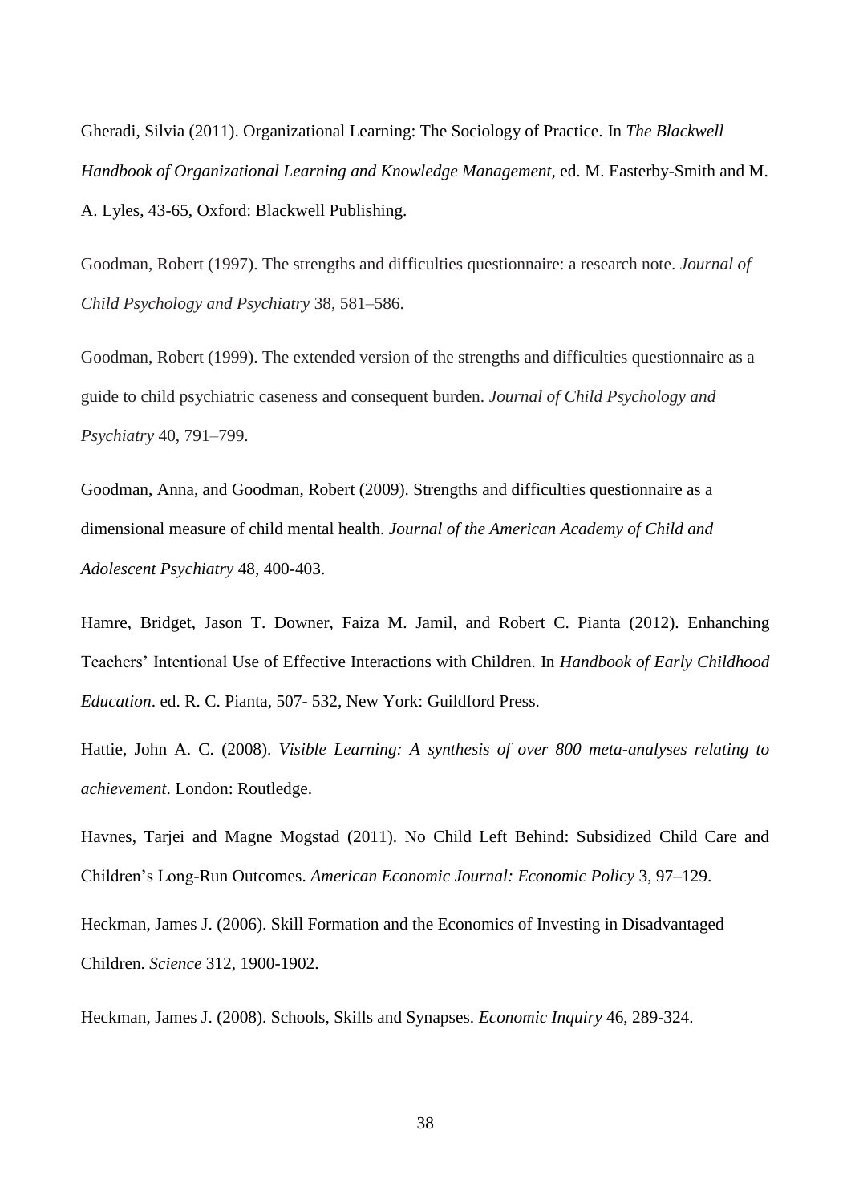Gheradi, Silvia (2011). Organizational Learning: The Sociology of Practice. In *The Blackwell Handbook of Organizational Learning and Knowledge Management*, ed. M. Easterby-Smith and M. A. Lyles, 43-65, Oxford: Blackwell Publishing.

Goodman, Robert (1997). The strengths and difficulties questionnaire: a research note. *Journal of Child Psychology and Psychiatry* 38, 581–586.

Goodman, Robert (1999). The extended version of the strengths and difficulties questionnaire as a guide to child psychiatric caseness and consequent burden. *Journal of Child Psychology and Psychiatry* 40, 791–799.

Goodman, Anna, and Goodman, Robert (2009). Strengths and difficulties questionnaire as a dimensional measure of child mental health. *Journal of the American Academy of Child and Adolescent Psychiatry* 48, 400-403.

Hamre, Bridget, Jason T. Downer, Faiza M. Jamil, and Robert C. Pianta (2012). Enhanching Teachers' Intentional Use of Effective Interactions with Children. In *Handbook of Early Childhood Education*. ed. R. C. Pianta, 507- 532, New York: Guildford Press.

Hattie, John A. C. (2008). *Visible Learning: A synthesis of over 800 meta-analyses relating to achievement*. London: Routledge.

Havnes, Tarjei and Magne Mogstad (2011). No Child Left Behind: Subsidized Child Care and Children's Long-Run Outcomes. *American Economic Journal: Economic Policy* 3, 97–129.

Heckman, James J. (2006). Skill Formation and the Economics of Investing in Disadvantaged Children. *Science* 312, 1900-1902.

Heckman, James J. (2008). Schools, Skills and Synapses. *Economic Inquiry* 46, 289-324.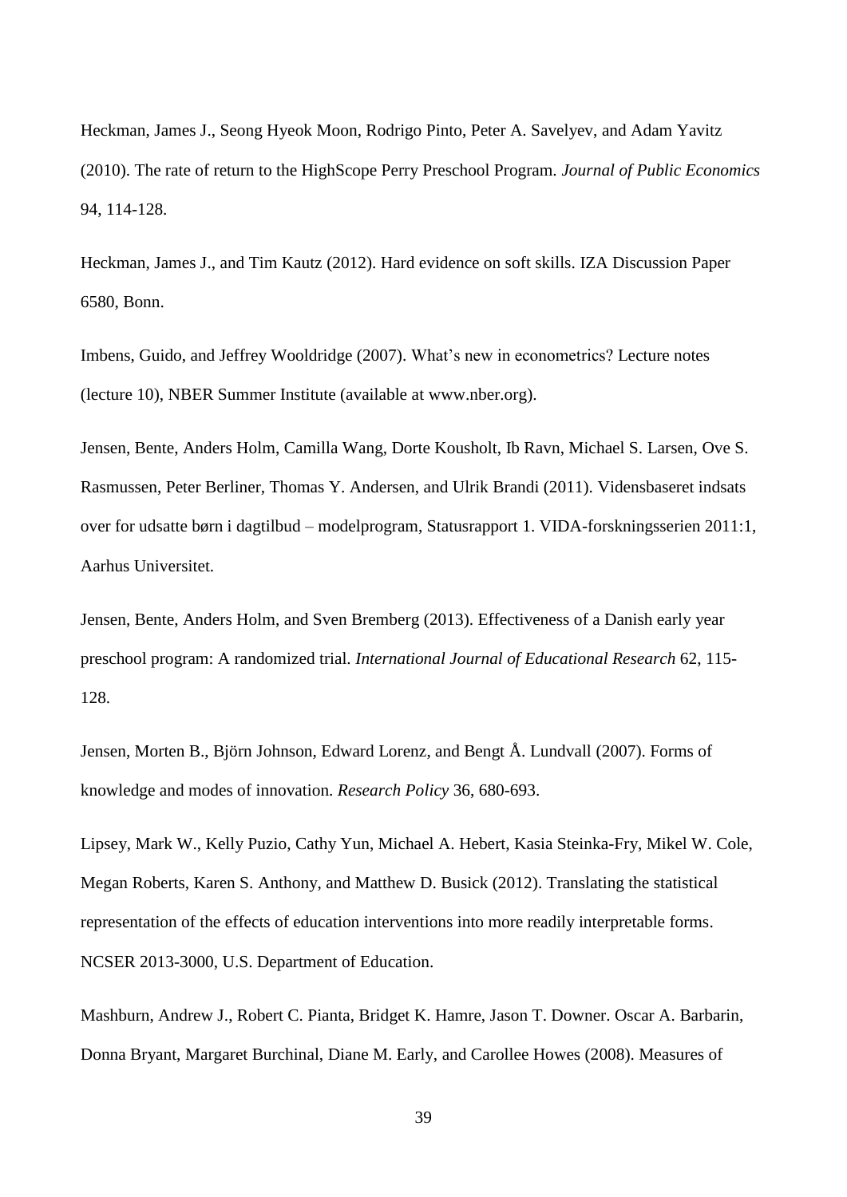Heckman, James J., Seong Hyeok Moon, Rodrigo Pinto, Peter A. Savelyev, and Adam Yavitz (2010). The rate of return to the HighScope Perry Preschool Program. *Journal of Public Economics* 94, 114-128.

Heckman, James J., and Tim Kautz (2012). Hard evidence on soft skills. IZA Discussion Paper 6580, Bonn.

Imbens, Guido, and Jeffrey Wooldridge (2007). What's new in econometrics? Lecture notes (lecture 10), NBER Summer Institute (available at www.nber.org).

Jensen, Bente, Anders Holm, Camilla Wang, Dorte Kousholt, Ib Ravn, Michael S. Larsen, Ove S. Rasmussen, Peter Berliner, Thomas Y. Andersen, and Ulrik Brandi (2011). Vidensbaseret indsats over for udsatte børn i dagtilbud – modelprogram, Statusrapport 1. VIDA-forskningsserien 2011:1, Aarhus Universitet.

Jensen, Bente, Anders Holm, and Sven Bremberg (2013). Effectiveness of a Danish early year preschool program: A randomized trial. *International Journal of Educational Research* 62, 115-128.

Jensen, Morten B., Björn Johnson, Edward Lorenz, and Bengt Å. Lundvall (2007). Forms of knowledge and modes of innovation. *Research Policy* 36, 680-693.

Lipsey, Mark W., Kelly Puzio, Cathy Yun, Michael A. Hebert, Kasia Steinka-Fry, Mikel W. Cole, Megan Roberts, Karen S. Anthony, and Matthew D. Busick (2012). Translating the statistical representation of the effects of education interventions into more readily interpretable forms. NCSER 2013-3000, U.S. Department of Education.

Mashburn, Andrew J., Robert C. Pianta, Bridget K. Hamre, Jason T. Downer. Oscar A. Barbarin, Donna Bryant, Margaret Burchinal, Diane M. Early, and Carollee Howes (2008). Measures of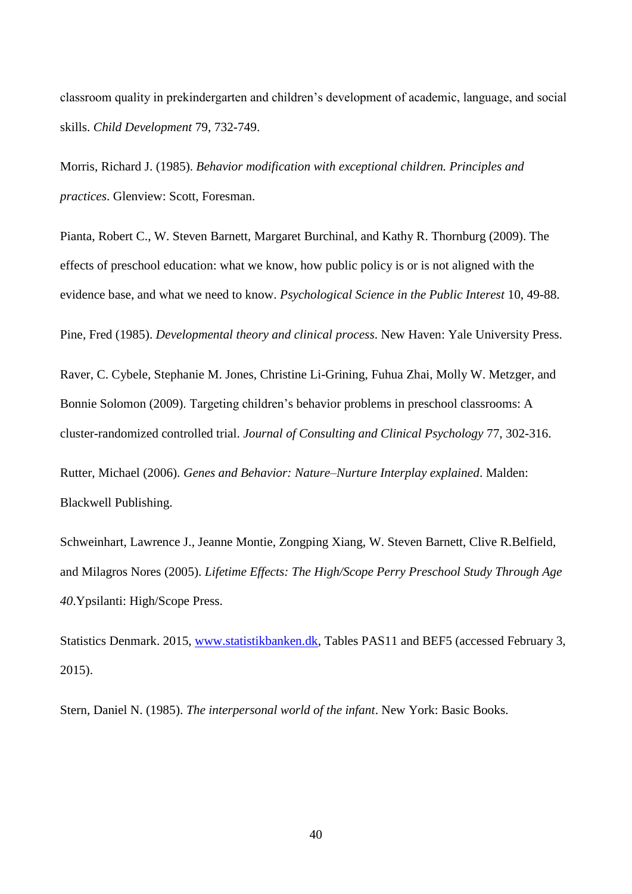classroom quality in prekindergarten and children's development of academic, language, and social skills. *Child Development* 79, 732-749.

Morris, Richard J. (1985). *Behavior modification with exceptional children. Principles and practices*. Glenview: Scott, Foresman.

Pianta, Robert C., W. Steven Barnett, Margaret Burchinal, and Kathy R. Thornburg (2009). The effects of preschool education: what we know, how public policy is or is not aligned with the evidence base, and what we need to know. *Psychological Science in the Public Interest* 10, 49-88.

Pine, Fred (1985). *Developmental theory and clinical process*. New Haven: Yale University Press.

Raver, C. Cybele, Stephanie M. Jones, Christine Li-Grining, Fuhua Zhai, Molly W. Metzger, and Bonnie Solomon (2009). Targeting children's behavior problems in preschool classrooms: A cluster-randomized controlled trial. *Journal of Consulting and Clinical Psychology* 77, 302-316.

Rutter, Michael (2006). *Genes and Behavior: Nature–Nurture Interplay explained*. Malden: Blackwell Publishing.

Schweinhart, Lawrence J., Jeanne Montie, Zongping Xiang, W. Steven Barnett, Clive R.Belfield, and Milagros Nores (2005). *Lifetime Effects: The High/Scope Perry Preschool Study Through Age 40*.Ypsilanti: High/Scope Press.

Statistics Denmark. 2015, [www.statistikbanken.dk](http://www.statistikbanken.dk), Tables PAS11 and BEF5 (accessed February 3, 2015).

Stern, Daniel N. (1985). *The interpersonal world of the infant*. New York: Basic Books.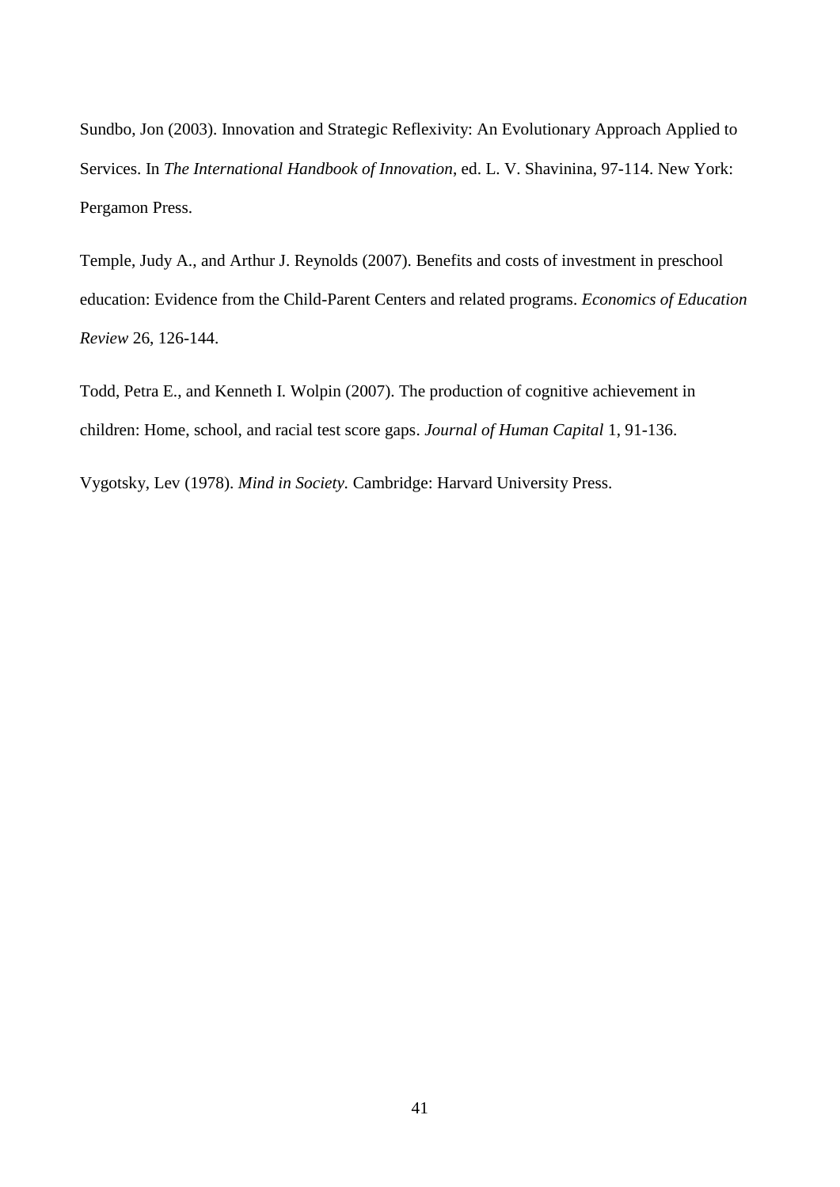Sundbo, Jon (2003). Innovation and Strategic Reflexivity: An Evolutionary Approach Applied to Services. In *The International Handbook of Innovation*, ed. L. V. Shavinina, 97-114. New York: Pergamon Press.

Temple, Judy A., and Arthur J. Reynolds (2007). Benefits and costs of investment in preschool education: Evidence from the Child-Parent Centers and related programs. *Economics of Education Review* 26, 126-144.

Todd, Petra E., and Kenneth I. Wolpin (2007). The production of cognitive achievement in children: Home, school, and racial test score gaps. *Journal of Human Capital* 1, 91-136.

Vygotsky, Lev (1978). *Mind in Society.* Cambridge: Harvard University Press.